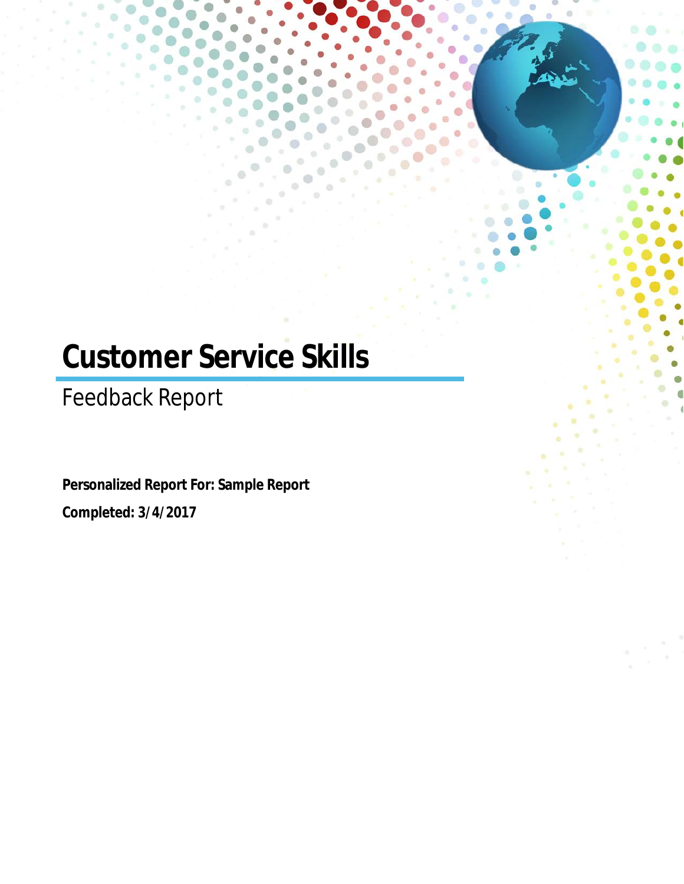# Customer Service Skills

## Feedback Report

**Personalized Report For: Sample Report**

**Completed: 3/4/2017**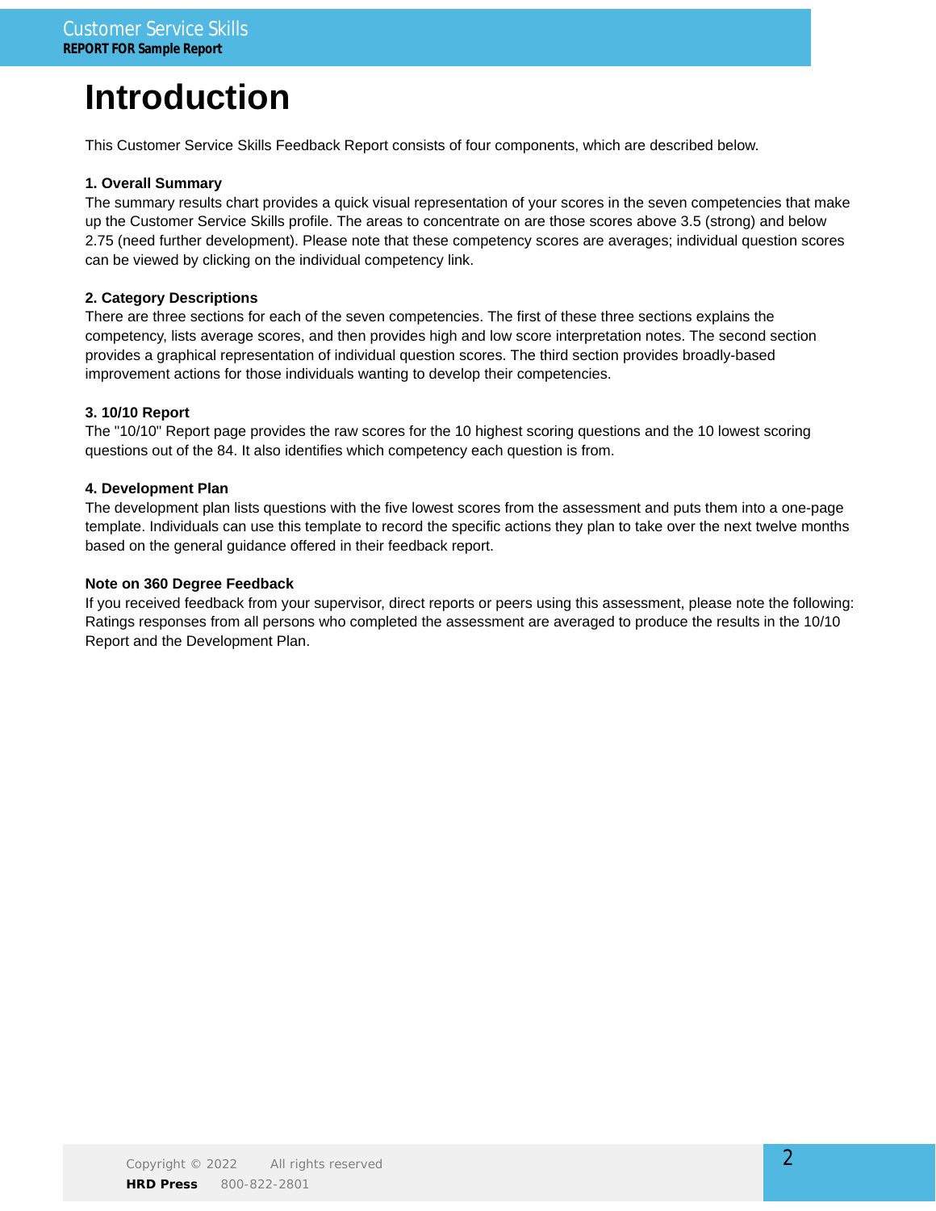# Introduction

This Customer Service Skills Feedback Report consists of four components, which are described below.

**1. Overall Summary**
The summary results chart provides a quick visual representation of your scores in the seven competencies that make up the Customer Service Skills profile. The areas to concentrate on are those scores above 3.5 (strong) and below 2.75 (need further development). Please note that these competency scores are averages; individual question scores can be viewed by clicking on the individual competency link.

**2. Category Descriptions**
There are three sections for each of the seven competencies. The first of these three sections explains the competency, lists average scores, and then provides high and low score interpretation notes. The second section provides a graphical representation of individual question scores. The third section provides broadly-based improvement actions for those individuals wanting to develop their competencies.

**3. 10/10 Report**
The "10/10" Report page provides the raw scores for the 10 highest scoring questions and the 10 lowest scoring questions out of the 84. It also identifies which competency each question is from.

**4. Development Plan**
The development plan lists questions with the five lowest scores from the assessment and puts them into a one-page template. Individuals can use this template to record the specific actions they plan to take over the next twelve months based on the general guidance offered in their feedback report.

**Note on 360 Degree Feedback**
If you received feedback from your supervisor, direct reports or peers using this assessment, please note the following: Ratings responses from all persons who completed the assessment are averaged to produce the results in the 10/10 Report and the Development Plan.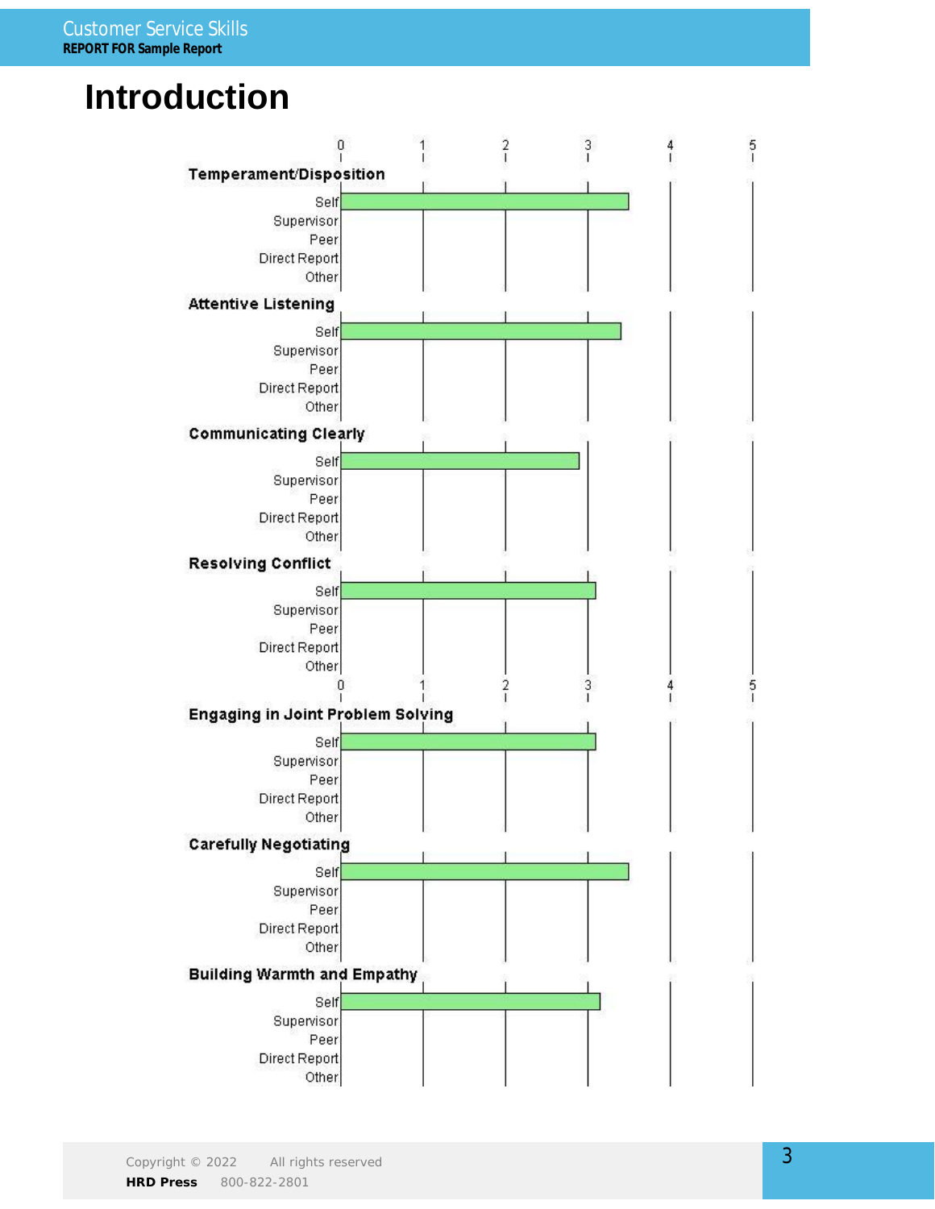# Introduction

| Skill | Self | Supervisor | Peer | Direct Report | Other |
|---|---|---|---|---|---|
| Temperament/Disposition | 3.5 | | | | |
| Attentive Listening | 3.4 | | | | |
| Communicating Clearly | 2.9 | | | | |
| Resolving Conflict | 3.1 | | | | |
| Engaging in Joint Problem Solving | 3.1 | | | | |
| Carefully Negotiating | 3.5 | | | | |
| Building Warmth and Empathy | 3.15 | | | | |

Scale: 0 – 5

Copyright © 2022 All rights reserved
**HRD Press** 800-822-2801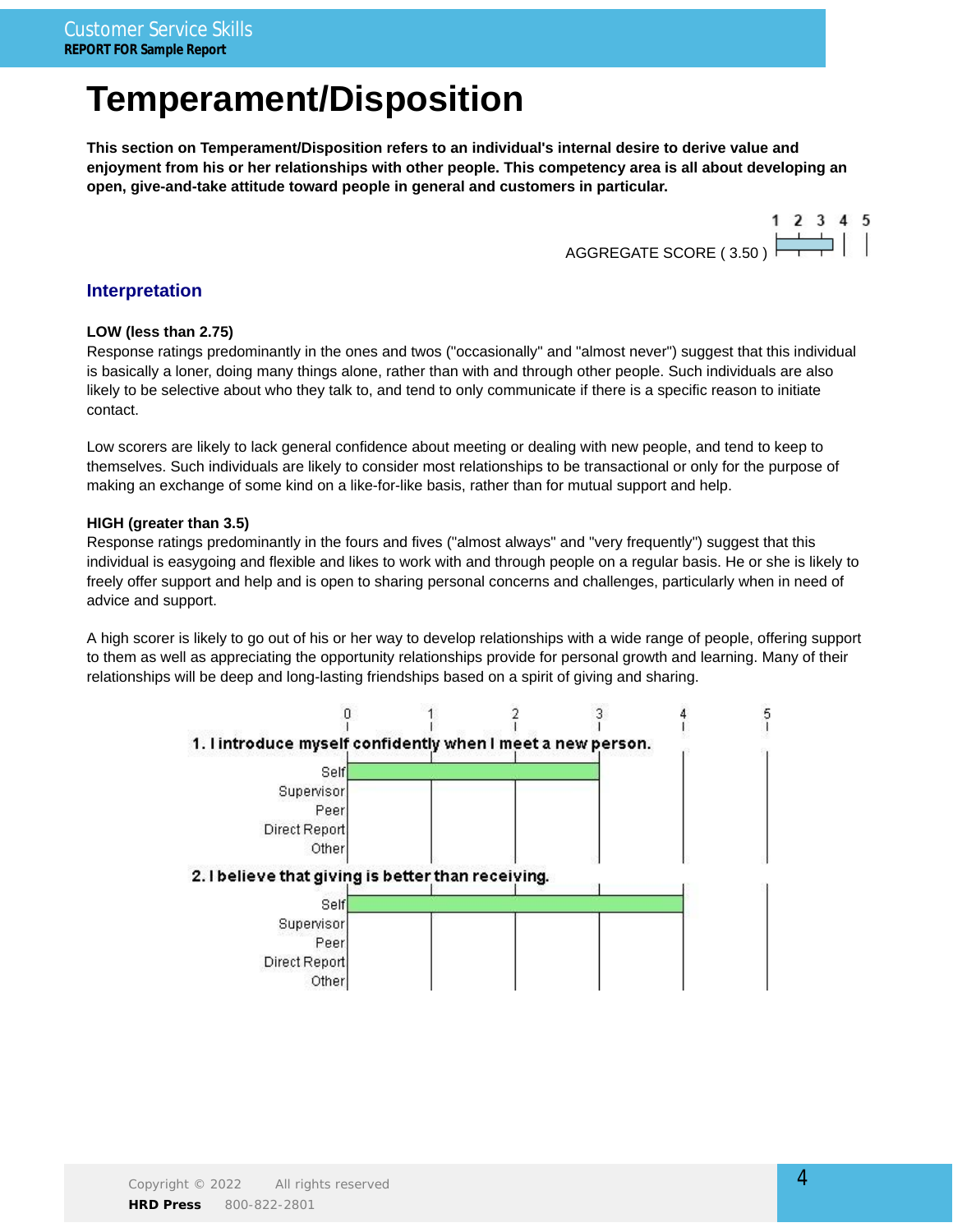# Temperament/Disposition

**This section on Temperament/Disposition refers to an individual's internal desire to derive value and enjoyment from his or her relationships with other people. This competency area is all about developing an open, give-and-take attitude toward people in general and customers in particular.**

AGGREGATE SCORE ( 3.50 )

## Interpretation

**LOW (less than 2.75)**
Response ratings predominantly in the ones and twos ("occasionally" and "almost never") suggest that this individual is basically a loner, doing many things alone, rather than with and through other people. Such individuals are also likely to be selective about who they talk to, and tend to only communicate if there is a specific reason to initiate contact.

Low scorers are likely to lack general confidence about meeting or dealing with new people, and tend to keep to themselves. Such individuals are likely to consider most relationships to be transactional or only for the purpose of making an exchange of some kind on a like-for-like basis, rather than for mutual support and help.

**HIGH (greater than 3.5)**
Response ratings predominantly in the fours and fives ("almost always" and "very frequently") suggest that this individual is easygoing and flexible and likes to work with and through people on a regular basis. He or she is likely to freely offer support and help and is open to sharing personal concerns and challenges, particularly when in need of advice and support.

A high scorer is likely to go out of his or her way to develop relationships with a wide range of people, offering support to them as well as appreciating the opportunity relationships provide for personal growth and learning. Many of their relationships will be deep and long-lasting friendships based on a spirit of giving and sharing.

**1. I introduce myself confidently when I meet a new person.**

| Rater | Score (0–5) |
|---|---|
| Self | 3 |
| Supervisor | |
| Peer | |
| Direct Report | |
| Other | |

**2. I believe that giving is better than receiving.**

| Rater | Score (0–5) |
|---|---|
| Self | 4 |
| Supervisor | |
| Peer | |
| Direct Report | |
| Other | |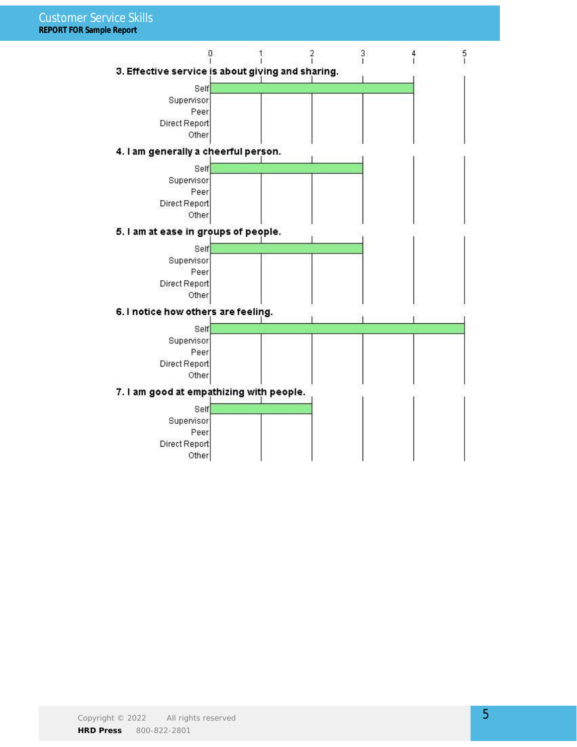### 3. Effective service is about giving and sharing.

| Rater | Score |
|---|---|
| Self | 4 |
| Supervisor | |
| Peer | |
| Direct Report | |
| Other | |

### 4. I am generally a cheerful person.

| Rater | Score |
|---|---|
| Self | 3 |
| Supervisor | |
| Peer | |
| Direct Report | |
| Other | |

### 5. I am at ease in groups of people.

| Rater | Score |
|---|---|
| Self | 3 |
| Supervisor | |
| Peer | |
| Direct Report | |
| Other | |

### 6. I notice how others are feeling.

| Rater | Score |
|---|---|
| Self | 5 |
| Supervisor | |
| Peer | |
| Direct Report | |
| Other | |

### 7. I am good at empathizing with people.

| Rater | Score |
|---|---|
| Self | 2 |
| Supervisor | |
| Peer | |
| Direct Report | |
| Other | |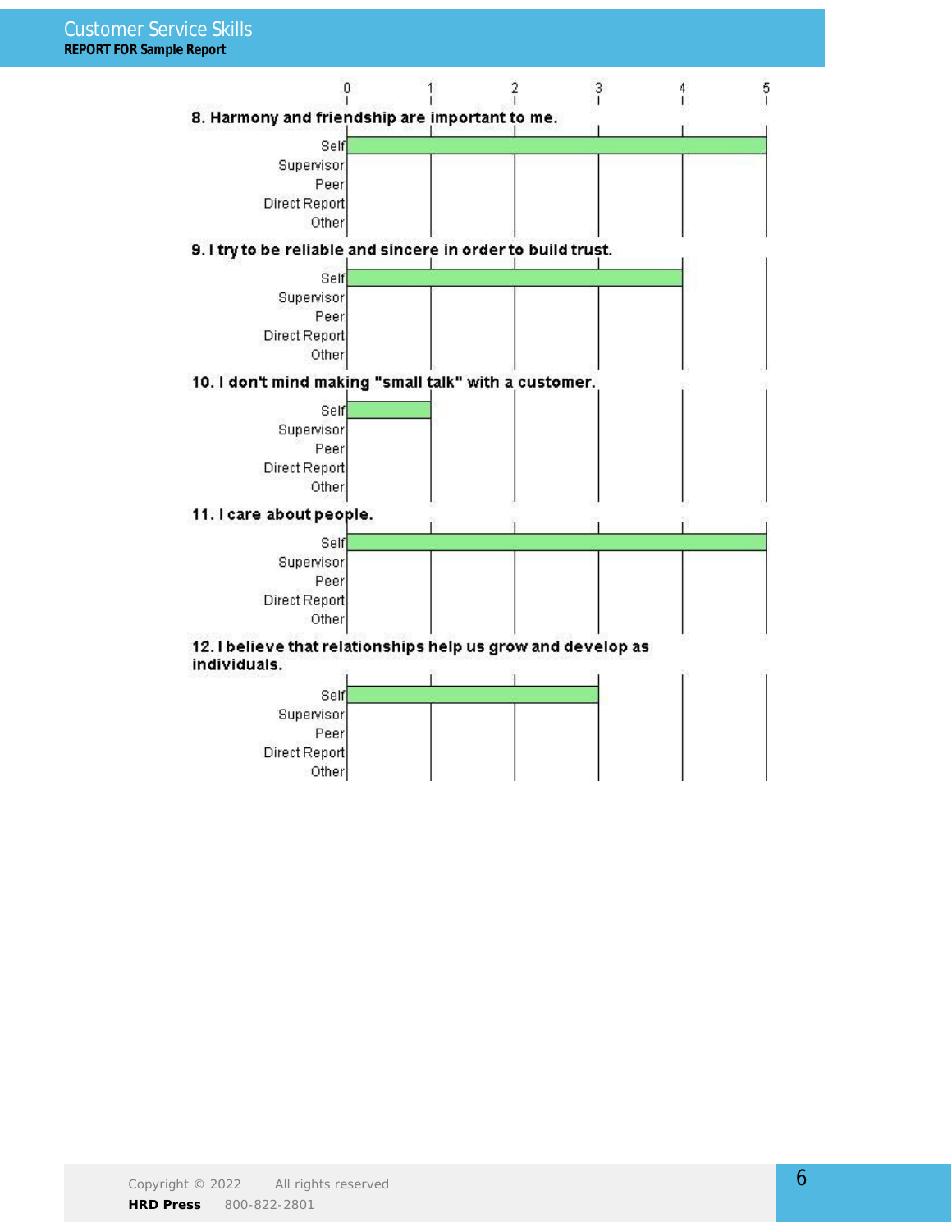**8. Harmony and friendship are important to me.**

| Rater | Score (0–5) |
|---|---|
| Self | 5 |
| Supervisor | |
| Peer | |
| Direct Report | |
| Other | |

**9. I try to be reliable and sincere in order to build trust.**

| Rater | Score (0–5) |
|---|---|
| Self | 4 |
| Supervisor | |
| Peer | |
| Direct Report | |
| Other | |

**10. I don't mind making "small talk" with a customer.**

| Rater | Score (0–5) |
|---|---|
| Self | 1 |
| Supervisor | |
| Peer | |
| Direct Report | |
| Other | |

**11. I care about people.**

| Rater | Score (0–5) |
|---|---|
| Self | 5 |
| Supervisor | |
| Peer | |
| Direct Report | |
| Other | |

**12. I believe that relationships help us grow and develop as individuals.**

| Rater | Score (0–5) |
|---|---|
| Self | 3 |
| Supervisor | |
| Peer | |
| Direct Report | |
| Other | |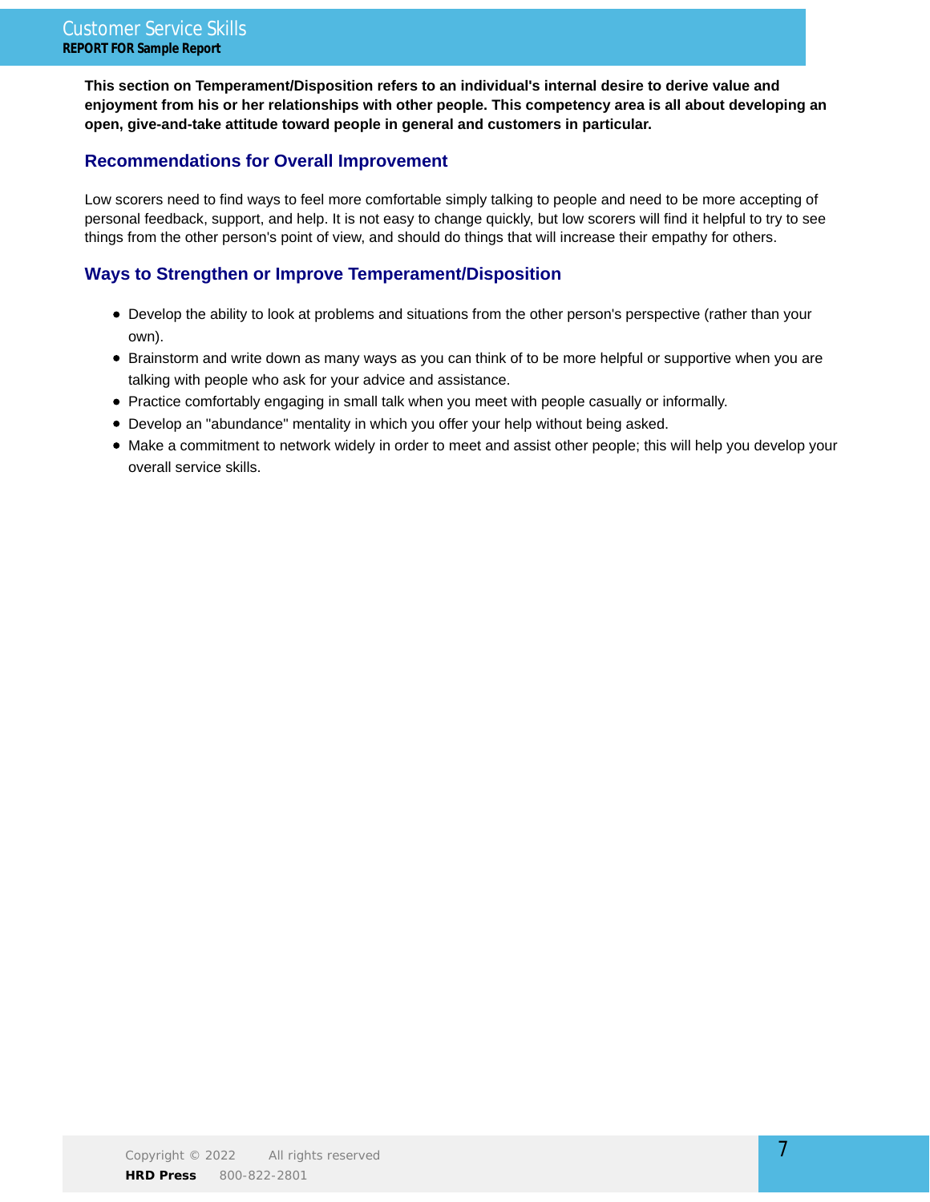**This section on Temperament/Disposition refers to an individual's internal desire to derive value and enjoyment from his or her relationships with other people. This competency area is all about developing an open, give-and-take attitude toward people in general and customers in particular.**

## Recommendations for Overall Improvement

Low scorers need to find ways to feel more comfortable simply talking to people and need to be more accepting of personal feedback, support, and help. It is not easy to change quickly, but low scorers will find it helpful to try to see things from the other person's point of view, and should do things that will increase their empathy for others.

## Ways to Strengthen or Improve Temperament/Disposition

- Develop the ability to look at problems and situations from the other person's perspective (rather than your own).
- Brainstorm and write down as many ways as you can think of to be more helpful or supportive when you are talking with people who ask for your advice and assistance.
- Practice comfortably engaging in small talk when you meet with people casually or informally.
- Develop an "abundance" mentality in which you offer your help without being asked.
- Make a commitment to network widely in order to meet and assist other people; this will help you develop your overall service skills.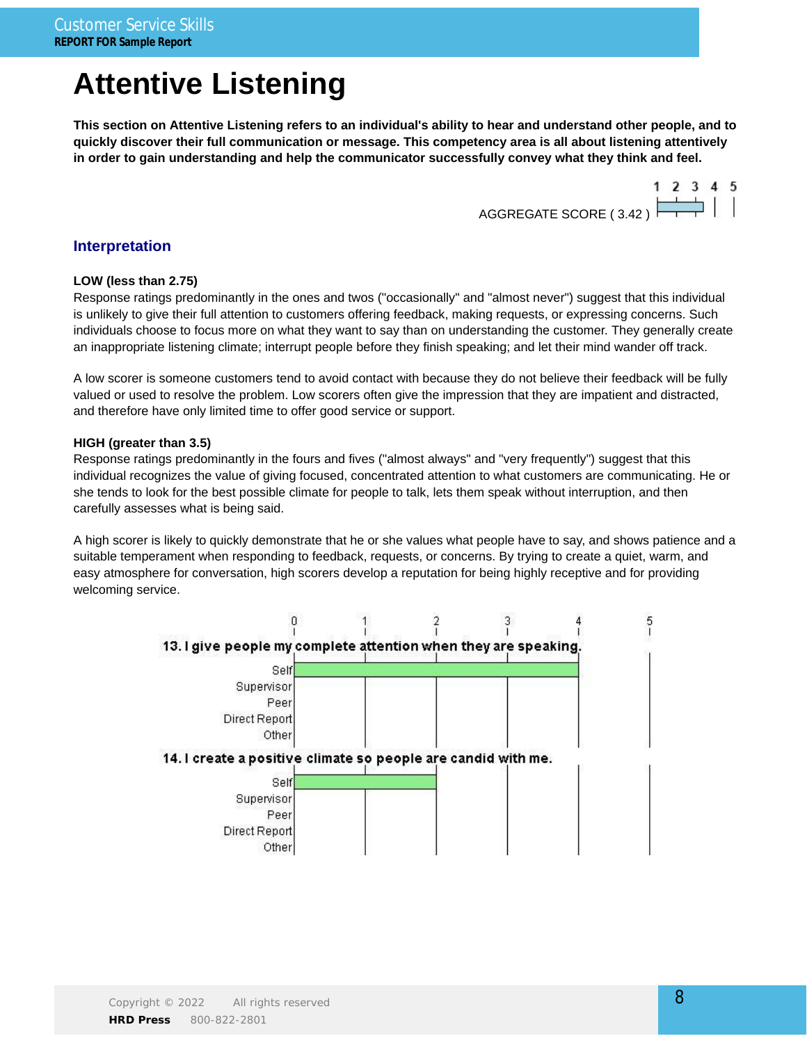# Attentive Listening

**This section on Attentive Listening refers to an individual's ability to hear and understand other people, and to quickly discover their full communication or message. This competency area is all about listening attentively in order to gain understanding and help the communicator successfully convey what they think and feel.**

AGGREGATE SCORE ( 3.42 )

## Interpretation

**LOW (less than 2.75)**

Response ratings predominantly in the ones and twos ("occasionally" and "almost never") suggest that this individual is unlikely to give their full attention to customers offering feedback, making requests, or expressing concerns. Such individuals choose to focus more on what they want to say than on understanding the customer. They generally create an inappropriate listening climate; interrupt people before they finish speaking; and let their mind wander off track.

A low scorer is someone customers tend to avoid contact with because they do not believe their feedback will be fully valued or used to resolve the problem. Low scorers often give the impression that they are impatient and distracted, and therefore have only limited time to offer good service or support.

**HIGH (greater than 3.5)**

Response ratings predominantly in the fours and fives ("almost always" and "very frequently") suggest that this individual recognizes the value of giving focused, concentrated attention to what customers are communicating. He or she tends to look for the best possible climate for people to talk, lets them speak without interruption, and then carefully assesses what is being said.

A high scorer is likely to quickly demonstrate that he or she values what people have to say, and shows patience and a suitable temperament when responding to feedback, requests, or concerns. By trying to create a quiet, warm, and easy atmosphere for conversation, high scorers develop a reputation for being highly receptive and for providing welcoming service.

**13. I give people my complete attention when they are speaking.**

| Rater | Score (0–5) |
|---|---|
| Self | 4 |
| Supervisor | |
| Peer | |
| Direct Report | |
| Other | |

**14. I create a positive climate so people are candid with me.**

| Rater | Score (0–5) |
|---|---|
| Self | 2 |
| Supervisor | |
| Peer | |
| Direct Report | |
| Other | |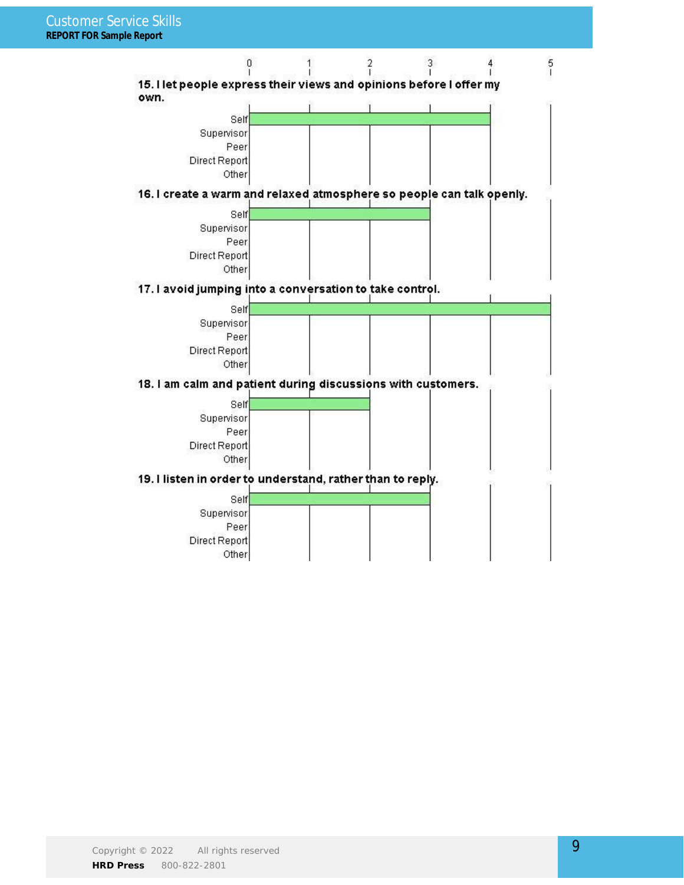**15. I let people express their views and opinions before I offer my own.**

| Rater | Score (0–5) |
|---|---|
| Self | 4 |
| Supervisor | |
| Peer | |
| Direct Report | |
| Other | |

**16. I create a warm and relaxed atmosphere so people can talk openly.**

| Rater | Score (0–5) |
|---|---|
| Self | 3 |
| Supervisor | |
| Peer | |
| Direct Report | |
| Other | |

**17. I avoid jumping into a conversation to take control.**

| Rater | Score (0–5) |
|---|---|
| Self | 5 |
| Supervisor | |
| Peer | |
| Direct Report | |
| Other | |

**18. I am calm and patient during discussions with customers.**

| Rater | Score (0–5) |
|---|---|
| Self | 2 |
| Supervisor | |
| Peer | |
| Direct Report | |
| Other | |

**19. I listen in order to understand, rather than to reply.**

| Rater | Score (0–5) |
|---|---|
| Self | 3 |
| Supervisor | |
| Peer | |
| Direct Report | |
| Other | |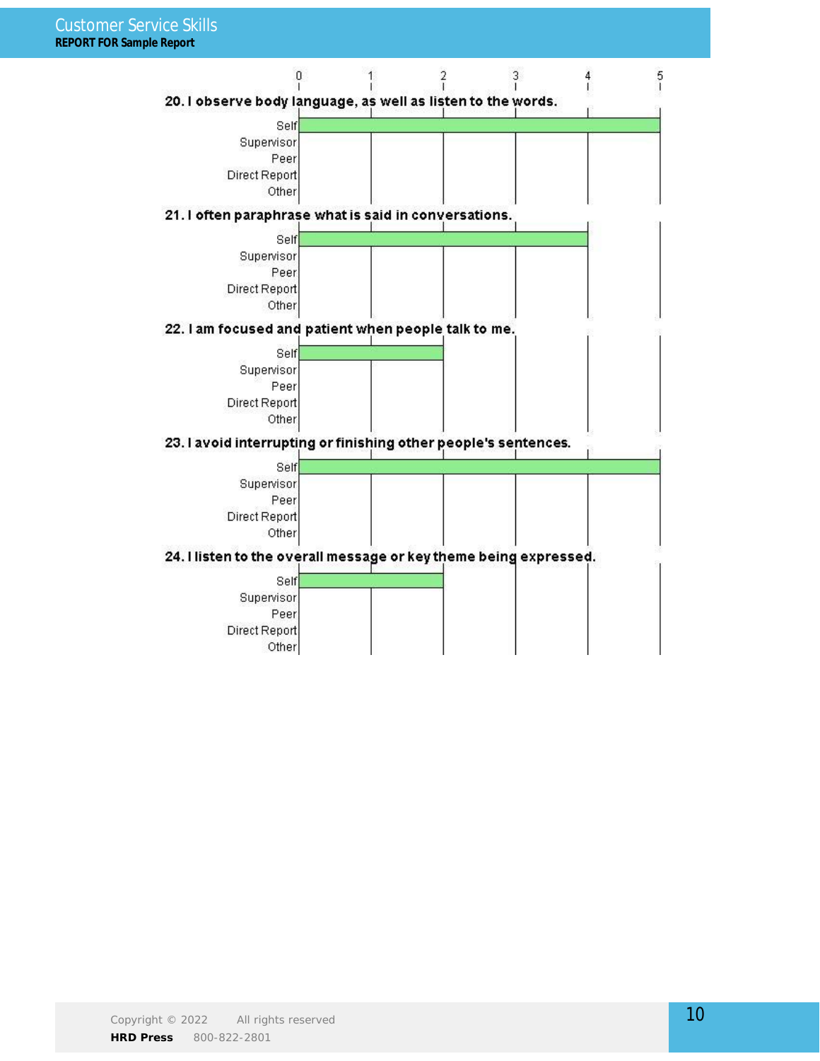| Item | Self | Supervisor | Peer | Direct Report | Other |
|---|---|---|---|---|---|
| 20. I observe body language, as well as listen to the words. | 5 | | | | |
| 21. I often paraphrase what is said in conversations. | 4 | | | | |
| 22. I am focused and patient when people talk to me. | 2 | | | | |
| 23. I avoid interrupting or finishing other people's sentences. | 5 | | | | |
| 24. I listen to the overall message or key theme being expressed. | 2 | | | | |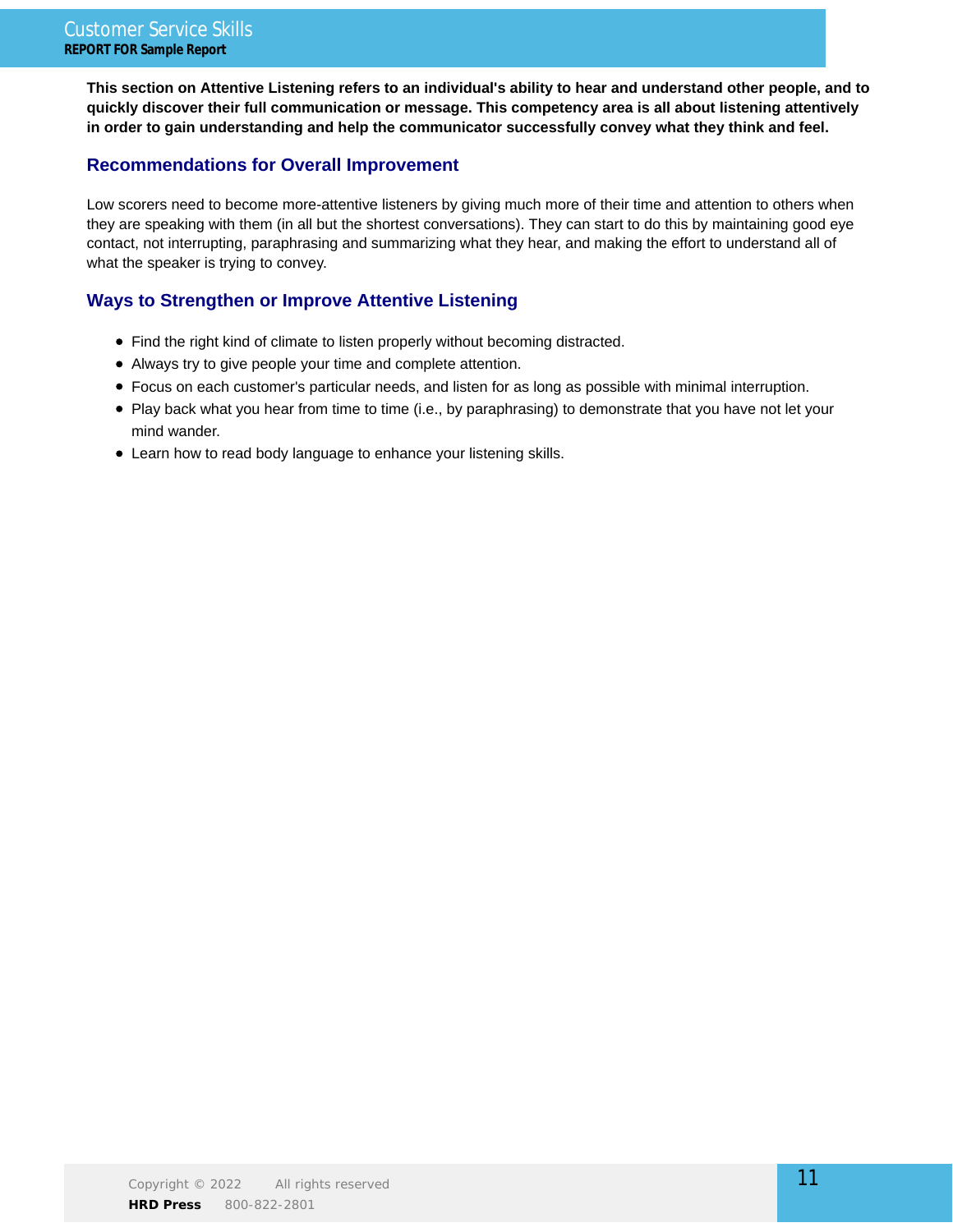**This section on Attentive Listening refers to an individual's ability to hear and understand other people, and to quickly discover their full communication or message. This competency area is all about listening attentively in order to gain understanding and help the communicator successfully convey what they think and feel.**

## Recommendations for Overall Improvement

Low scorers need to become more-attentive listeners by giving much more of their time and attention to others when they are speaking with them (in all but the shortest conversations). They can start to do this by maintaining good eye contact, not interrupting, paraphrasing and summarizing what they hear, and making the effort to understand all of what the speaker is trying to convey.

## Ways to Strengthen or Improve Attentive Listening

- Find the right kind of climate to listen properly without becoming distracted.
- Always try to give people your time and complete attention.
- Focus on each customer's particular needs, and listen for as long as possible with minimal interruption.
- Play back what you hear from time to time (i.e., by paraphrasing) to demonstrate that you have not let your mind wander.
- Learn how to read body language to enhance your listening skills.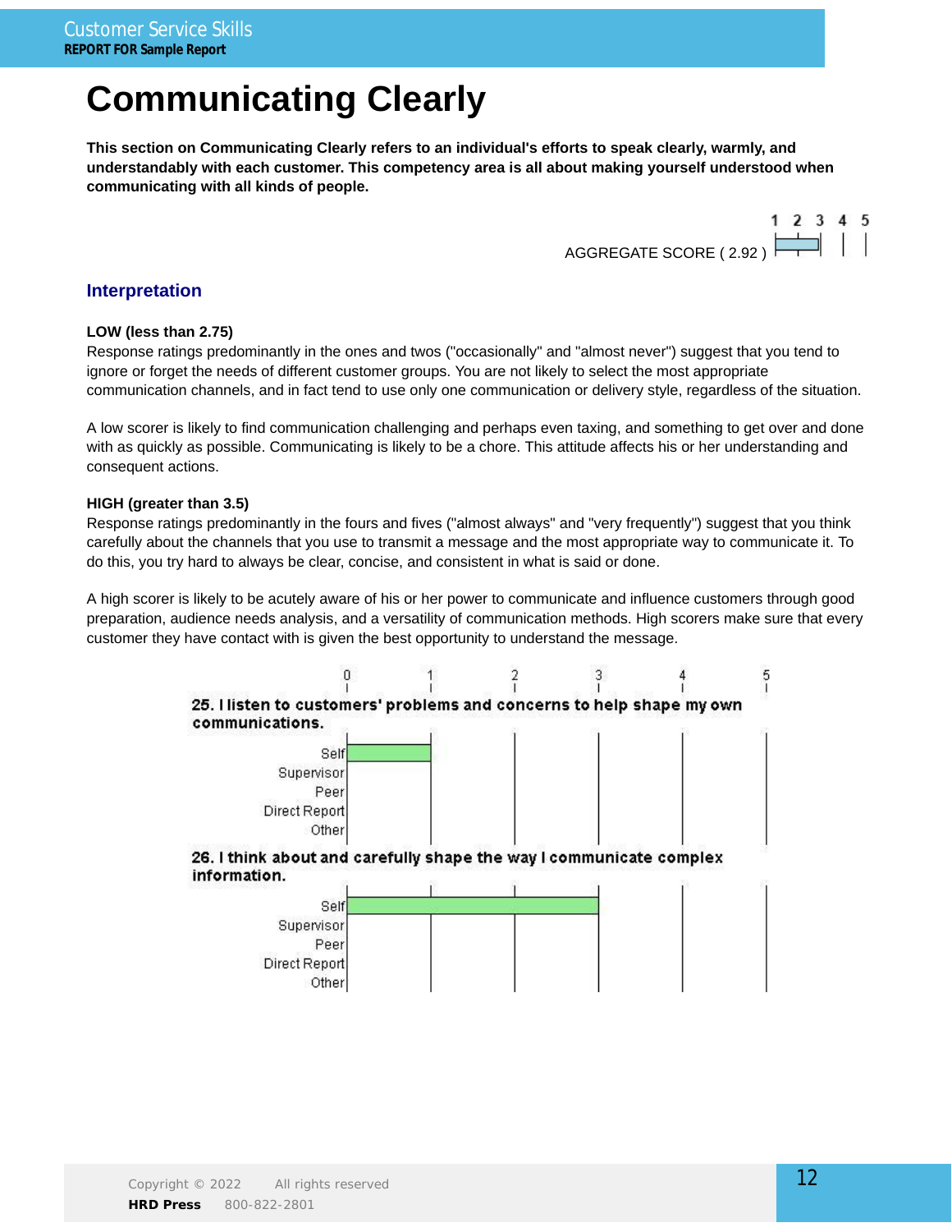# Communicating Clearly

**This section on Communicating Clearly refers to an individual's efforts to speak clearly, warmly, and understandably with each customer. This competency area is all about making yourself understood when communicating with all kinds of people.**

AGGREGATE SCORE ( 2.92 )

## Interpretation

**LOW (less than 2.75)**
Response ratings predominantly in the ones and twos ("occasionally" and "almost never") suggest that you tend to ignore or forget the needs of different customer groups. You are not likely to select the most appropriate communication channels, and in fact tend to use only one communication or delivery style, regardless of the situation.

A low scorer is likely to find communication challenging and perhaps even taxing, and something to get over and done with as quickly as possible. Communicating is likely to be a chore. This attitude affects his or her understanding and consequent actions.

**HIGH (greater than 3.5)**
Response ratings predominantly in the fours and fives ("almost always" and "very frequently") suggest that you think carefully about the channels that you use to transmit a message and the most appropriate way to communicate it. To do this, you try hard to always be clear, concise, and consistent in what is said or done.

A high scorer is likely to be acutely aware of his or her power to communicate and influence customers through good preparation, audience needs analysis, and a versatility of communication methods. High scorers make sure that every customer they have contact with is given the best opportunity to understand the message.

**25. I listen to customers' problems and concerns to help shape my own communications.**

| Rater | Score |
|---|---|
| Self | 1 |
| Supervisor | |
| Peer | |
| Direct Report | |
| Other | |

**26. I think about and carefully shape the way I communicate complex information.**

| Rater | Score |
|---|---|
| Self | 3 |
| Supervisor | |
| Peer | |
| Direct Report | |
| Other | |

Copyright © 2022 All rights reserved
**HRD Press** 800-822-2801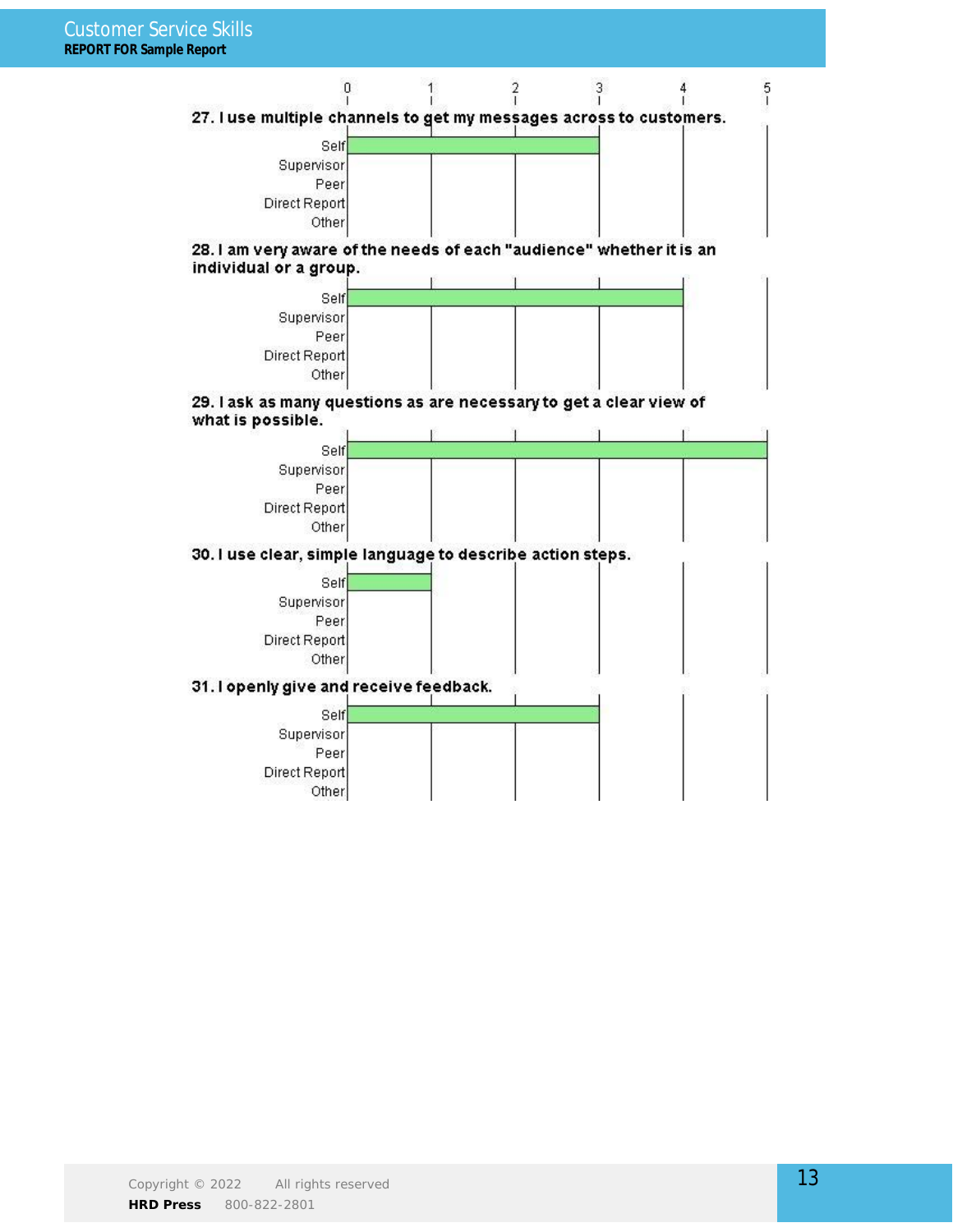**27. I use multiple channels to get my messages across to customers.**

| Rater | Score (0–5) |
|---|---|
| Self | 3 |
| Supervisor | |
| Peer | |
| Direct Report | |
| Other | |

**28. I am very aware of the needs of each "audience" whether it is an individual or a group.**

| Rater | Score (0–5) |
|---|---|
| Self | 4 |
| Supervisor | |
| Peer | |
| Direct Report | |
| Other | |

**29. I ask as many questions as are necessary to get a clear view of what is possible.**

| Rater | Score (0–5) |
|---|---|
| Self | 5 |
| Supervisor | |
| Peer | |
| Direct Report | |
| Other | |

**30. I use clear, simple language to describe action steps.**

| Rater | Score (0–5) |
|---|---|
| Self | 1 |
| Supervisor | |
| Peer | |
| Direct Report | |
| Other | |

**31. I openly give and receive feedback.**

| Rater | Score (0–5) |
|---|---|
| Self | 3 |
| Supervisor | |
| Peer | |
| Direct Report | |
| Other | |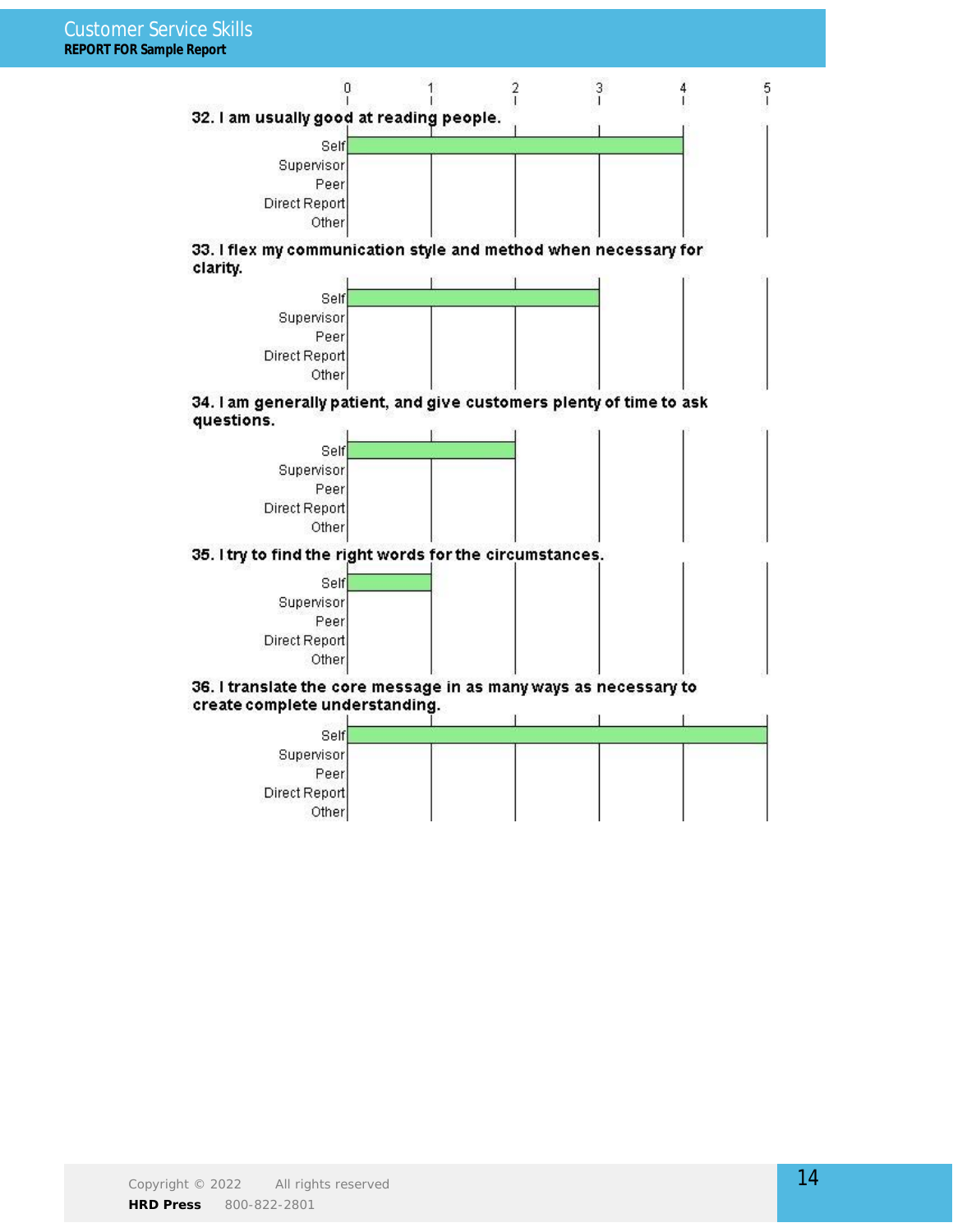**32. I am usually good at reading people.**

| Rater | Score |
|---|---|
| Self | 4 |
| Supervisor | |
| Peer | |
| Direct Report | |
| Other | |

**33. I flex my communication style and method when necessary for clarity.**

| Rater | Score |
|---|---|
| Self | 3 |
| Supervisor | |
| Peer | |
| Direct Report | |
| Other | |

**34. I am generally patient, and give customers plenty of time to ask questions.**

| Rater | Score |
|---|---|
| Self | 2 |
| Supervisor | |
| Peer | |
| Direct Report | |
| Other | |

**35. I try to find the right words for the circumstances.**

| Rater | Score |
|---|---|
| Self | 1 |
| Supervisor | |
| Peer | |
| Direct Report | |
| Other | |

**36. I translate the core message in as many ways as necessary to create complete understanding.**

| Rater | Score |
|---|---|
| Self | 5 |
| Supervisor | |
| Peer | |
| Direct Report | |
| Other | |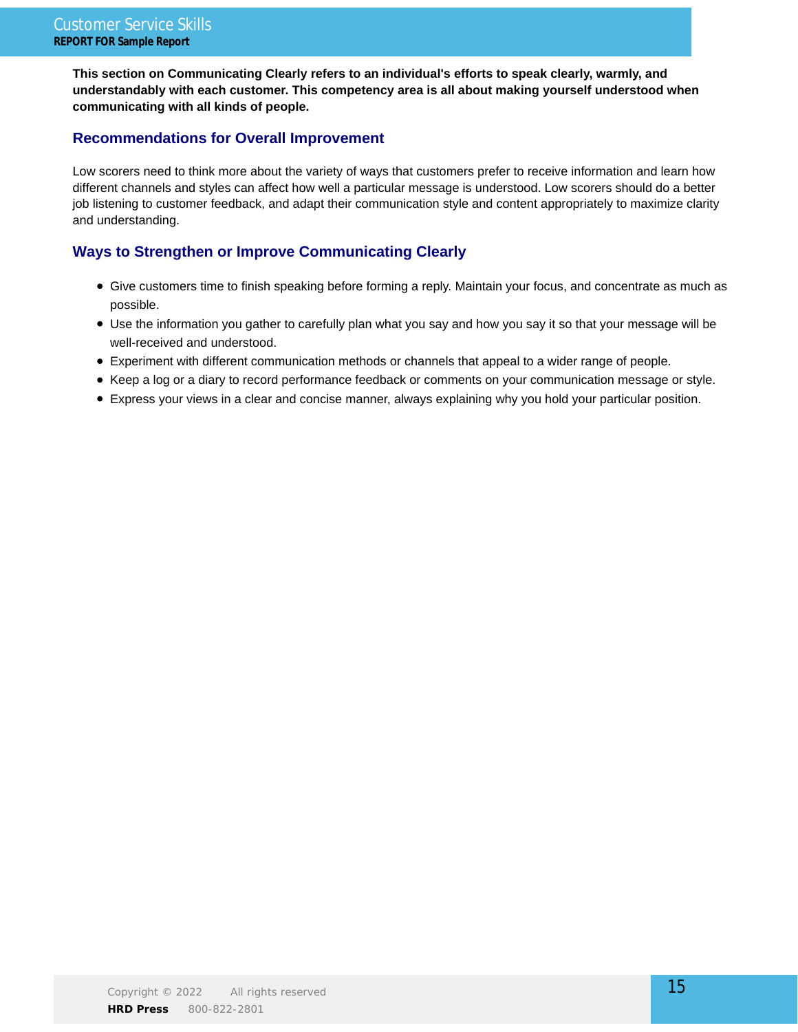**This section on Communicating Clearly refers to an individual's efforts to speak clearly, warmly, and understandably with each customer. This competency area is all about making yourself understood when communicating with all kinds of people.**

## Recommendations for Overall Improvement

Low scorers need to think more about the variety of ways that customers prefer to receive information and learn how different channels and styles can affect how well a particular message is understood. Low scorers should do a better job listening to customer feedback, and adapt their communication style and content appropriately to maximize clarity and understanding.

## Ways to Strengthen or Improve Communicating Clearly

- Give customers time to finish speaking before forming a reply. Maintain your focus, and concentrate as much as possible.
- Use the information you gather to carefully plan what you say and how you say it so that your message will be well-received and understood.
- Experiment with different communication methods or channels that appeal to a wider range of people.
- Keep a log or a diary to record performance feedback or comments on your communication message or style.
- Express your views in a clear and concise manner, always explaining why you hold your particular position.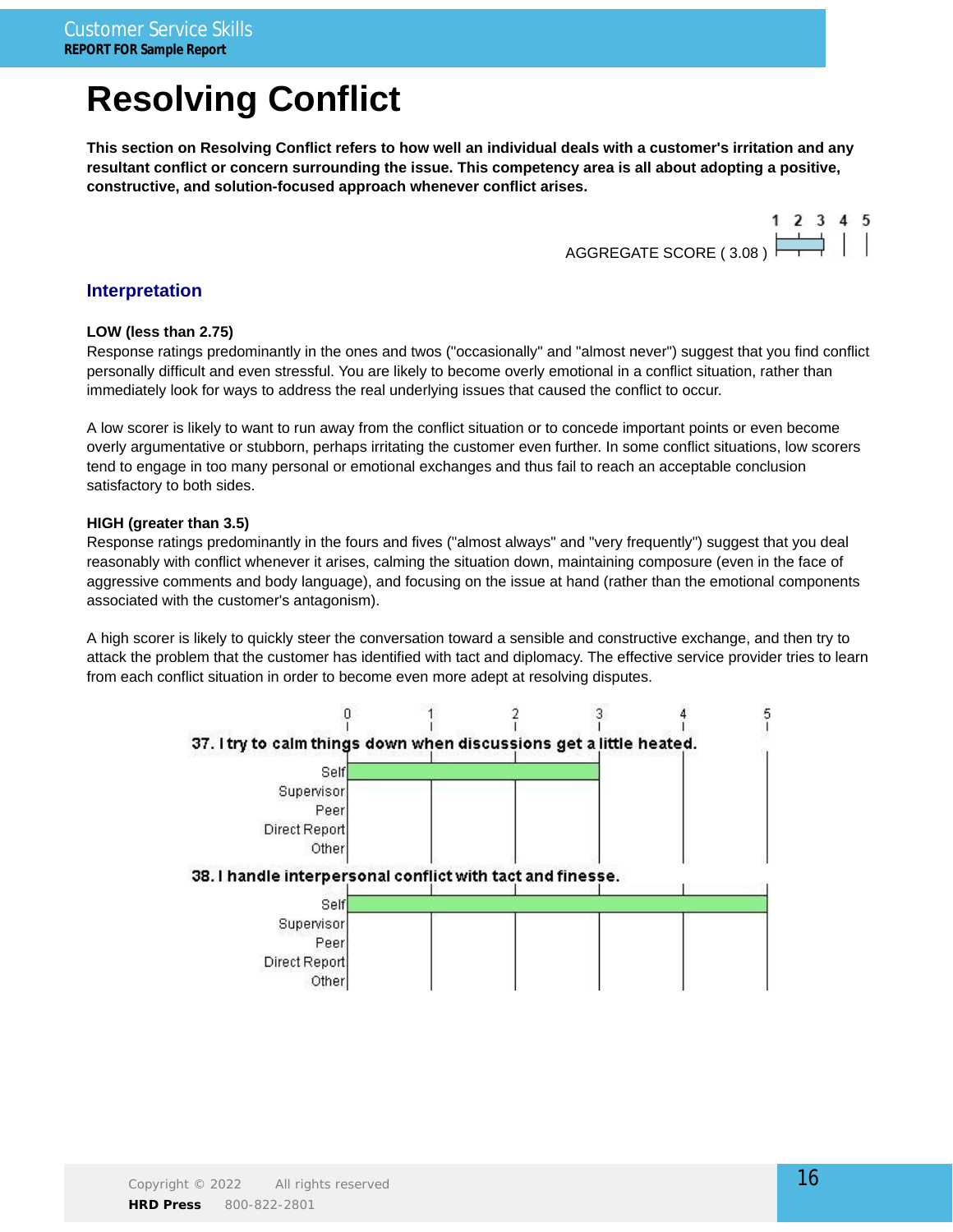# Resolving Conflict

**This section on Resolving Conflict refers to how well an individual deals with a customer's irritation and any resultant conflict or concern surrounding the issue. This competency area is all about adopting a positive, constructive, and solution-focused approach whenever conflict arises.**

AGGREGATE SCORE ( 3.08 )

## Interpretation

**LOW (less than 2.75)**
Response ratings predominantly in the ones and twos ("occasionally" and "almost never") suggest that you find conflict personally difficult and even stressful. You are likely to become overly emotional in a conflict situation, rather than immediately look for ways to address the real underlying issues that caused the conflict to occur.

A low scorer is likely to want to run away from the conflict situation or to concede important points or even become overly argumentative or stubborn, perhaps irritating the customer even further. In some conflict situations, low scorers tend to engage in too many personal or emotional exchanges and thus fail to reach an acceptable conclusion satisfactory to both sides.

**HIGH (greater than 3.5)**
Response ratings predominantly in the fours and fives ("almost always" and "very frequently") suggest that you deal reasonably with conflict whenever it arises, calming the situation down, maintaining composure (even in the face of aggressive comments and body language), and focusing on the issue at hand (rather than the emotional components associated with the customer's antagonism).

A high scorer is likely to quickly steer the conversation toward a sensible and constructive exchange, and then try to attack the problem that the customer has identified with tact and diplomacy. The effective service provider tries to learn from each conflict situation in order to become even more adept at resolving disputes.

**37. I try to calm things down when discussions get a little heated.**

| Rater | Score (0–5) |
|---|---|
| Self | 3 |
| Supervisor | |
| Peer | |
| Direct Report | |
| Other | |

**38. I handle interpersonal conflict with tact and finesse.**

| Rater | Score (0–5) |
|---|---|
| Self | 5 |
| Supervisor | |
| Peer | |
| Direct Report | |
| Other | |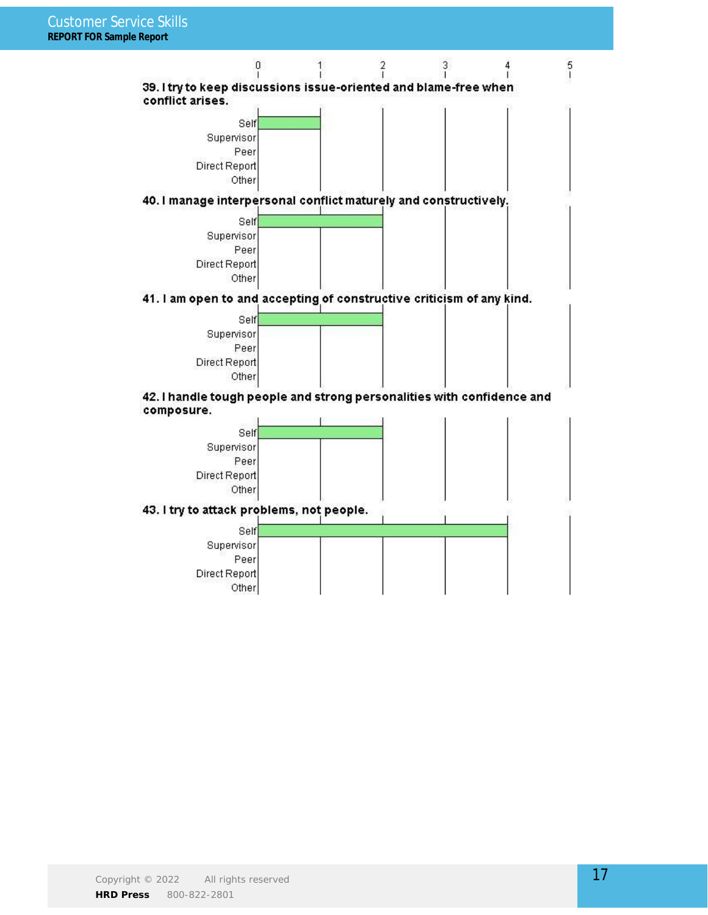**39. I try to keep discussions issue-oriented and blame-free when conflict arises.**

| Rater | Score (0–5) |
|---|---|
| Self | 1 |
| Supervisor | |
| Peer | |
| Direct Report | |
| Other | |

**40. I manage interpersonal conflict maturely and constructively.**

| Rater | Score (0–5) |
|---|---|
| Self | 2 |
| Supervisor | |
| Peer | |
| Direct Report | |
| Other | |

**41. I am open to and accepting of constructive criticism of any kind.**

| Rater | Score (0–5) |
|---|---|
| Self | 2 |
| Supervisor | |
| Peer | |
| Direct Report | |
| Other | |

**42. I handle tough people and strong personalities with confidence and composure.**

| Rater | Score (0–5) |
|---|---|
| Self | 2 |
| Supervisor | |
| Peer | |
| Direct Report | |
| Other | |

**43. I try to attack problems, not people.**

| Rater | Score (0–5) |
|---|---|
| Self | 4 |
| Supervisor | |
| Peer | |
| Direct Report | |
| Other | |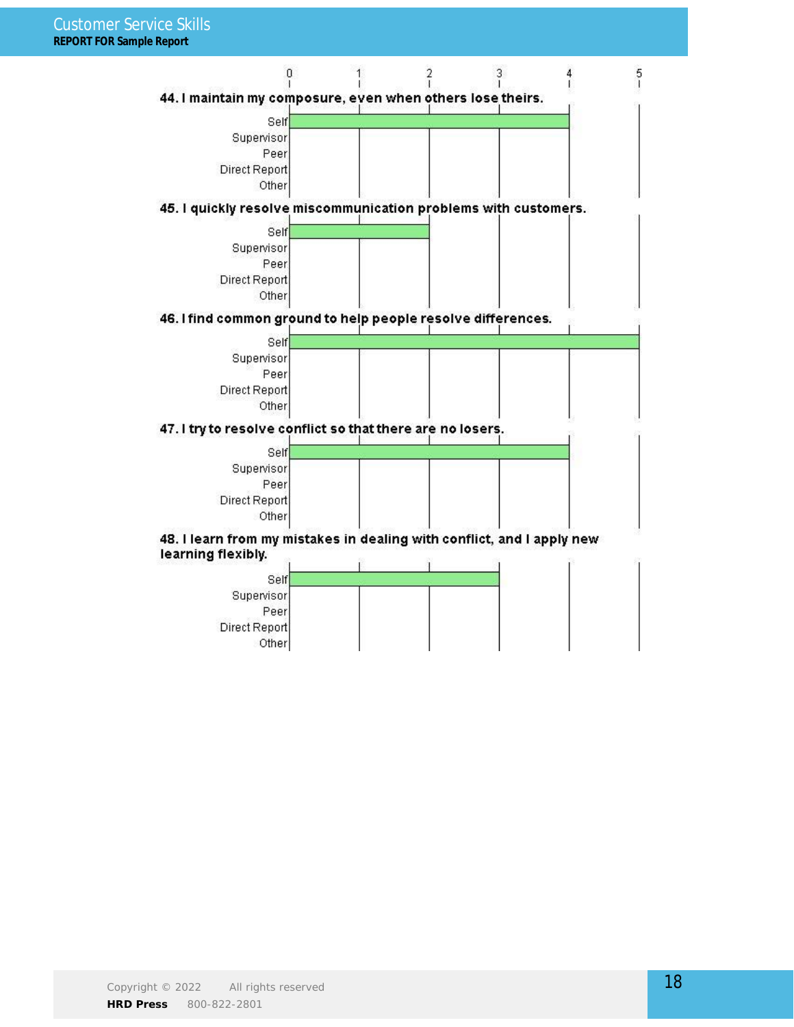**44. I maintain my composure, even when others lose theirs.**

| | Score |
|---|---|
| Self | 4 |
| Supervisor | |
| Peer | |
| Direct Report | |
| Other | |

**45. I quickly resolve miscommunication problems with customers.**

| | Score |
|---|---|
| Self | 2 |
| Supervisor | |
| Peer | |
| Direct Report | |
| Other | |

**46. I find common ground to help people resolve differences.**

| | Score |
|---|---|
| Self | 5 |
| Supervisor | |
| Peer | |
| Direct Report | |
| Other | |

**47. I try to resolve conflict so that there are no losers.**

| | Score |
|---|---|
| Self | 4 |
| Supervisor | |
| Peer | |
| Direct Report | |
| Other | |

**48. I learn from my mistakes in dealing with conflict, and I apply new learning flexibly.**

| | Score |
|---|---|
| Self | 3 |
| Supervisor | |
| Peer | |
| Direct Report | |
| Other | |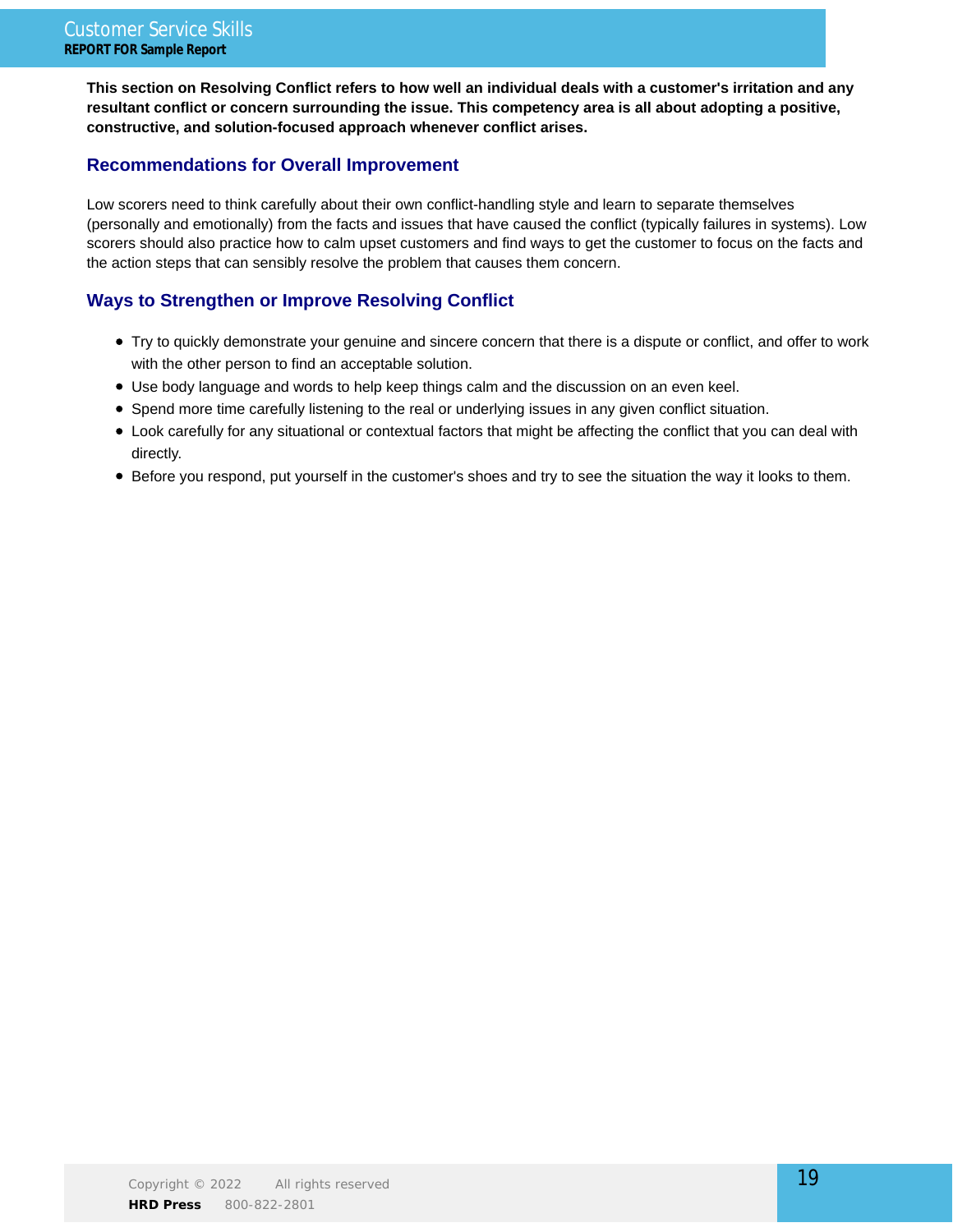**This section on Resolving Conflict refers to how well an individual deals with a customer's irritation and any resultant conflict or concern surrounding the issue. This competency area is all about adopting a positive, constructive, and solution-focused approach whenever conflict arises.**

## Recommendations for Overall Improvement

Low scorers need to think carefully about their own conflict-handling style and learn to separate themselves (personally and emotionally) from the facts and issues that have caused the conflict (typically failures in systems). Low scorers should also practice how to calm upset customers and find ways to get the customer to focus on the facts and the action steps that can sensibly resolve the problem that causes them concern.

## Ways to Strengthen or Improve Resolving Conflict

- Try to quickly demonstrate your genuine and sincere concern that there is a dispute or conflict, and offer to work with the other person to find an acceptable solution.
- Use body language and words to help keep things calm and the discussion on an even keel.
- Spend more time carefully listening to the real or underlying issues in any given conflict situation.
- Look carefully for any situational or contextual factors that might be affecting the conflict that you can deal with directly.
- Before you respond, put yourself in the customer's shoes and try to see the situation the way it looks to them.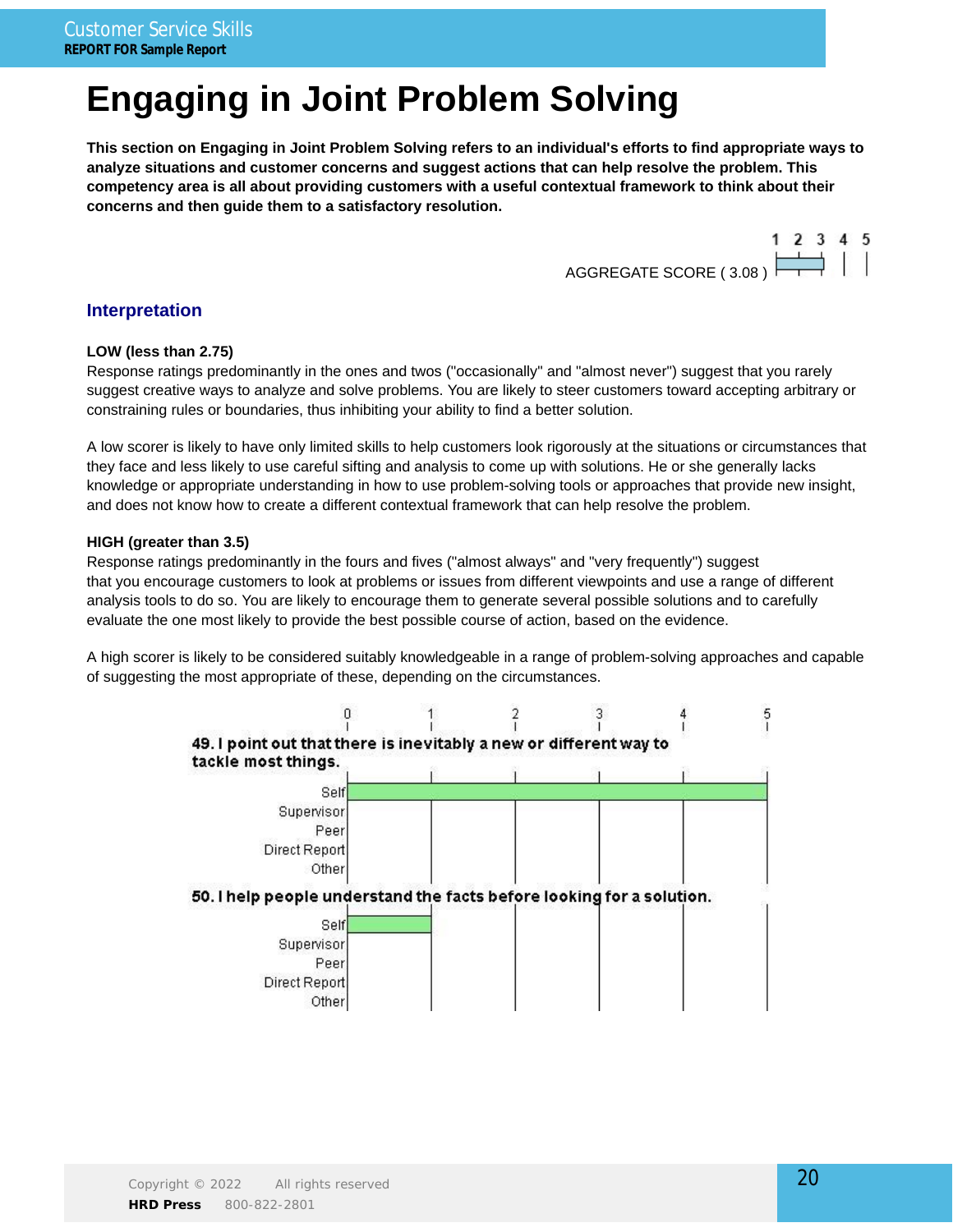# Engaging in Joint Problem Solving

**This section on Engaging in Joint Problem Solving refers to an individual's efforts to find appropriate ways to analyze situations and customer concerns and suggest actions that can help resolve the problem. This competency area is all about providing customers with a useful contextual framework to think about their concerns and then guide them to a satisfactory resolution.**

AGGREGATE SCORE ( 3.08 )

## Interpretation

**LOW (less than 2.75)**
Response ratings predominantly in the ones and twos ("occasionally" and "almost never") suggest that you rarely suggest creative ways to analyze and solve problems. You are likely to steer customers toward accepting arbitrary or constraining rules or boundaries, thus inhibiting your ability to find a better solution.

A low scorer is likely to have only limited skills to help customers look rigorously at the situations or circumstances that they face and less likely to use careful sifting and analysis to come up with solutions. He or she generally lacks knowledge or appropriate understanding in how to use problem-solving tools or approaches that provide new insight, and does not know how to create a different contextual framework that can help resolve the problem.

**HIGH (greater than 3.5)**
Response ratings predominantly in the fours and fives ("almost always" and "very frequently") suggest that you encourage customers to look at problems or issues from different viewpoints and use a range of different analysis tools to do so. You are likely to encourage them to generate several possible solutions and to carefully evaluate the one most likely to provide the best possible course of action, based on the evidence.

A high scorer is likely to be considered suitably knowledgeable in a range of problem-solving approaches and capable of suggesting the most appropriate of these, depending on the circumstances.

**49. I point out that there is inevitably a new or different way to tackle most things.**

| Rater | Score |
|---|---|
| Self | 5 |
| Supervisor | |
| Peer | |
| Direct Report | |
| Other | |

**50. I help people understand the facts before looking for a solution.**

| Rater | Score |
|---|---|
| Self | 1 |
| Supervisor | |
| Peer | |
| Direct Report | |
| Other | |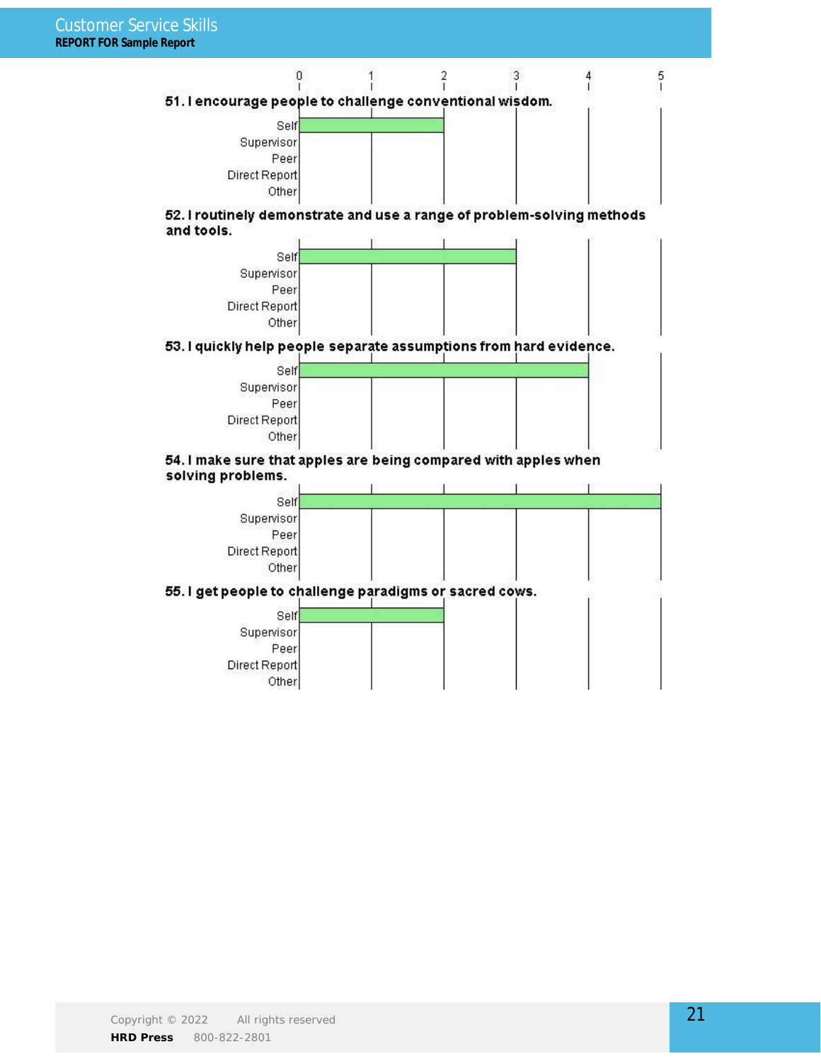| Item | Self | Supervisor | Peer | Direct Report | Other |
|---|---|---|---|---|---|
| 51. I encourage people to challenge conventional wisdom. | 2 | | | | |
| 52. I routinely demonstrate and use a range of problem-solving methods and tools. | 3 | | | | |
| 53. I quickly help people separate assumptions from hard evidence. | 4 | | | | |
| 54. I make sure that apples are being compared with apples when solving problems. | 5 | | | | |
| 55. I get people to challenge paradigms or sacred cows. | 2 | | | | |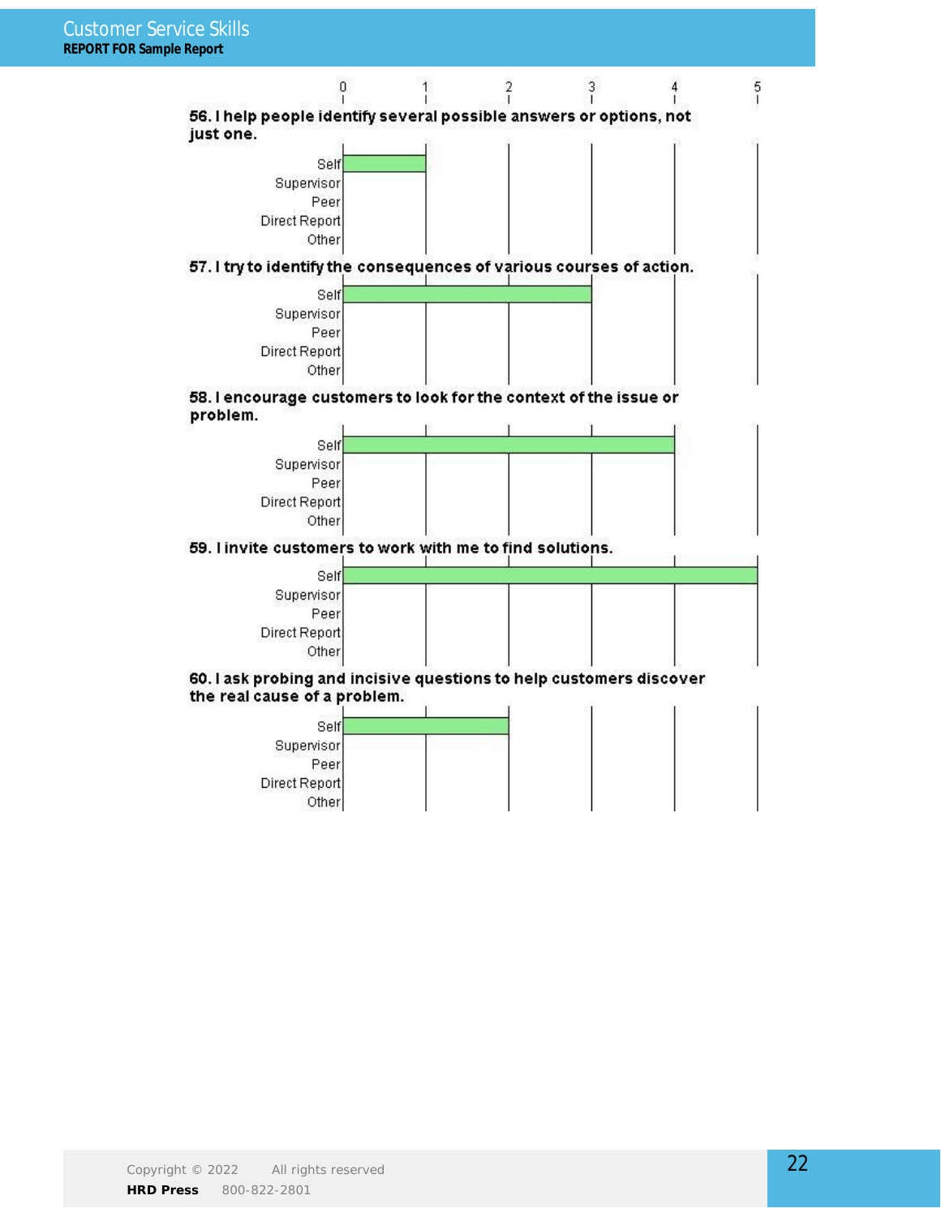56. I help people identify several possible answers or options, not just one.

| | Score |
|---|---|
| Self | 1 |
| Supervisor | |
| Peer | |
| Direct Report | |
| Other | |

57. I try to identify the consequences of various courses of action.

| | Score |
|---|---|
| Self | 3 |
| Supervisor | |
| Peer | |
| Direct Report | |
| Other | |

58. I encourage customers to look for the context of the issue or problem.

| | Score |
|---|---|
| Self | 4 |
| Supervisor | |
| Peer | |
| Direct Report | |
| Other | |

59. I invite customers to work with me to find solutions.

| | Score |
|---|---|
| Self | 5 |
| Supervisor | |
| Peer | |
| Direct Report | |
| Other | |

60. I ask probing and incisive questions to help customers discover the real cause of a problem.

| | Score |
|---|---|
| Self | 2 |
| Supervisor | |
| Peer | |
| Direct Report | |
| Other | |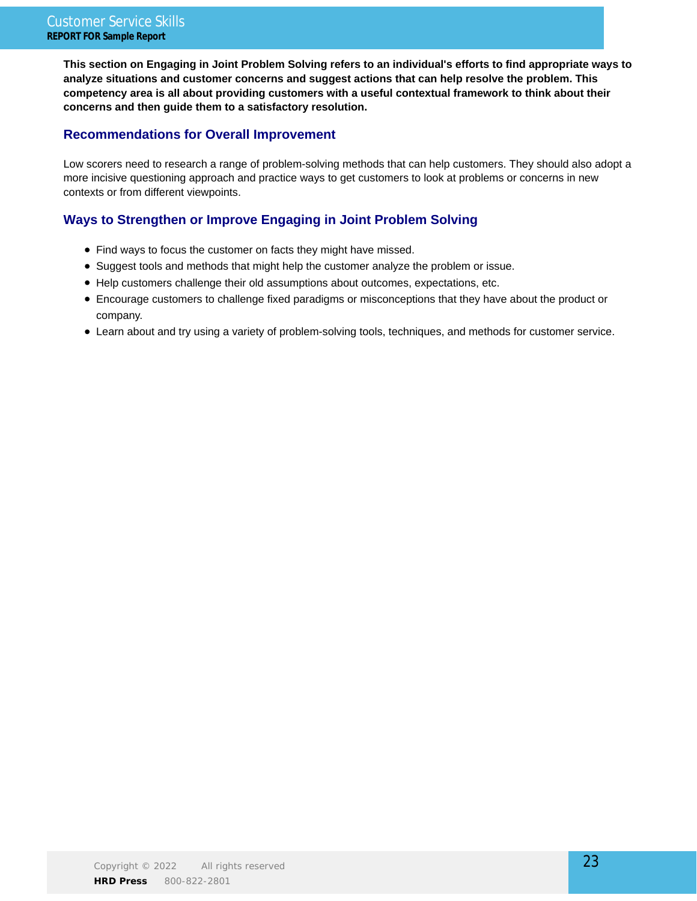**This section on Engaging in Joint Problem Solving refers to an individual's efforts to find appropriate ways to analyze situations and customer concerns and suggest actions that can help resolve the problem. This competency area is all about providing customers with a useful contextual framework to think about their concerns and then guide them to a satisfactory resolution.**

## Recommendations for Overall Improvement

Low scorers need to research a range of problem-solving methods that can help customers. They should also adopt a more incisive questioning approach and practice ways to get customers to look at problems or concerns in new contexts or from different viewpoints.

## Ways to Strengthen or Improve Engaging in Joint Problem Solving

- Find ways to focus the customer on facts they might have missed.
- Suggest tools and methods that might help the customer analyze the problem or issue.
- Help customers challenge their old assumptions about outcomes, expectations, etc.
- Encourage customers to challenge fixed paradigms or misconceptions that they have about the product or company.
- Learn about and try using a variety of problem-solving tools, techniques, and methods for customer service.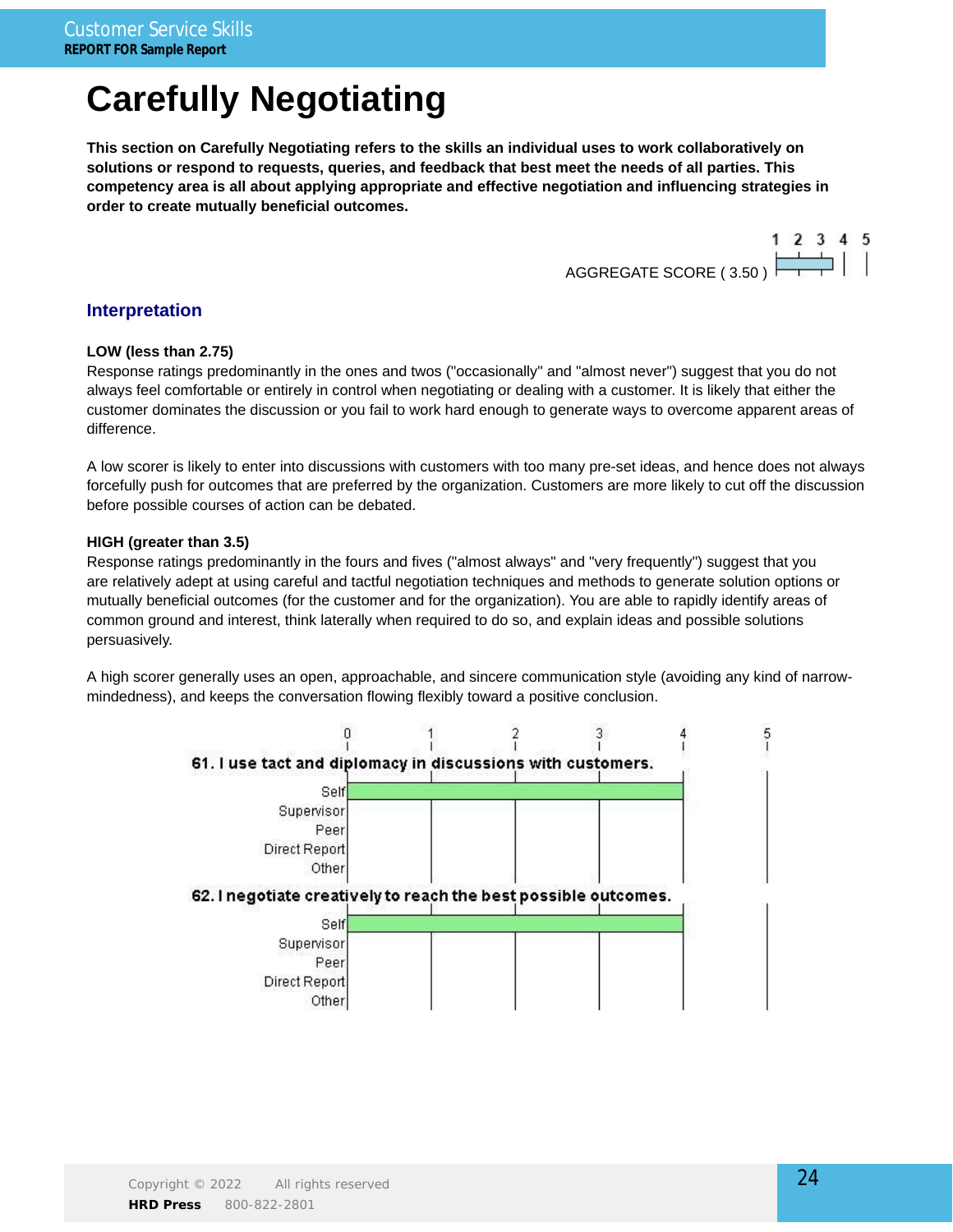# Carefully Negotiating

**This section on Carefully Negotiating refers to the skills an individual uses to work collaboratively on solutions or respond to requests, queries, and feedback that best meet the needs of all parties. This competency area is all about applying appropriate and effective negotiation and influencing strategies in order to create mutually beneficial outcomes.**

AGGREGATE SCORE ( 3.50 )

## Interpretation

**LOW (less than 2.75)**
Response ratings predominantly in the ones and twos ("occasionally" and "almost never") suggest that you do not always feel comfortable or entirely in control when negotiating or dealing with a customer. It is likely that either the customer dominates the discussion or you fail to work hard enough to generate ways to overcome apparent areas of difference.

A low scorer is likely to enter into discussions with customers with too many pre-set ideas, and hence does not always forcefully push for outcomes that are preferred by the organization. Customers are more likely to cut off the discussion before possible courses of action can be debated.

**HIGH (greater than 3.5)**
Response ratings predominantly in the fours and fives ("almost always" and "very frequently") suggest that you are relatively adept at using careful and tactful negotiation techniques and methods to generate solution options or mutually beneficial outcomes (for the customer and for the organization). You are able to rapidly identify areas of common ground and interest, think laterally when required to do so, and explain ideas and possible solutions persuasively.

A high scorer generally uses an open, approachable, and sincere communication style (avoiding any kind of narrow-mindedness), and keeps the conversation flowing flexibly toward a positive conclusion.

**61. I use tact and diplomacy in discussions with customers.**

| Rater | Score (0–5) |
|---|---|
| Self | 4 |
| Supervisor | |
| Peer | |
| Direct Report | |
| Other | |

**62. I negotiate creatively to reach the best possible outcomes.**

| Rater | Score (0–5) |
|---|---|
| Self | 4 |
| Supervisor | |
| Peer | |
| Direct Report | |
| Other | |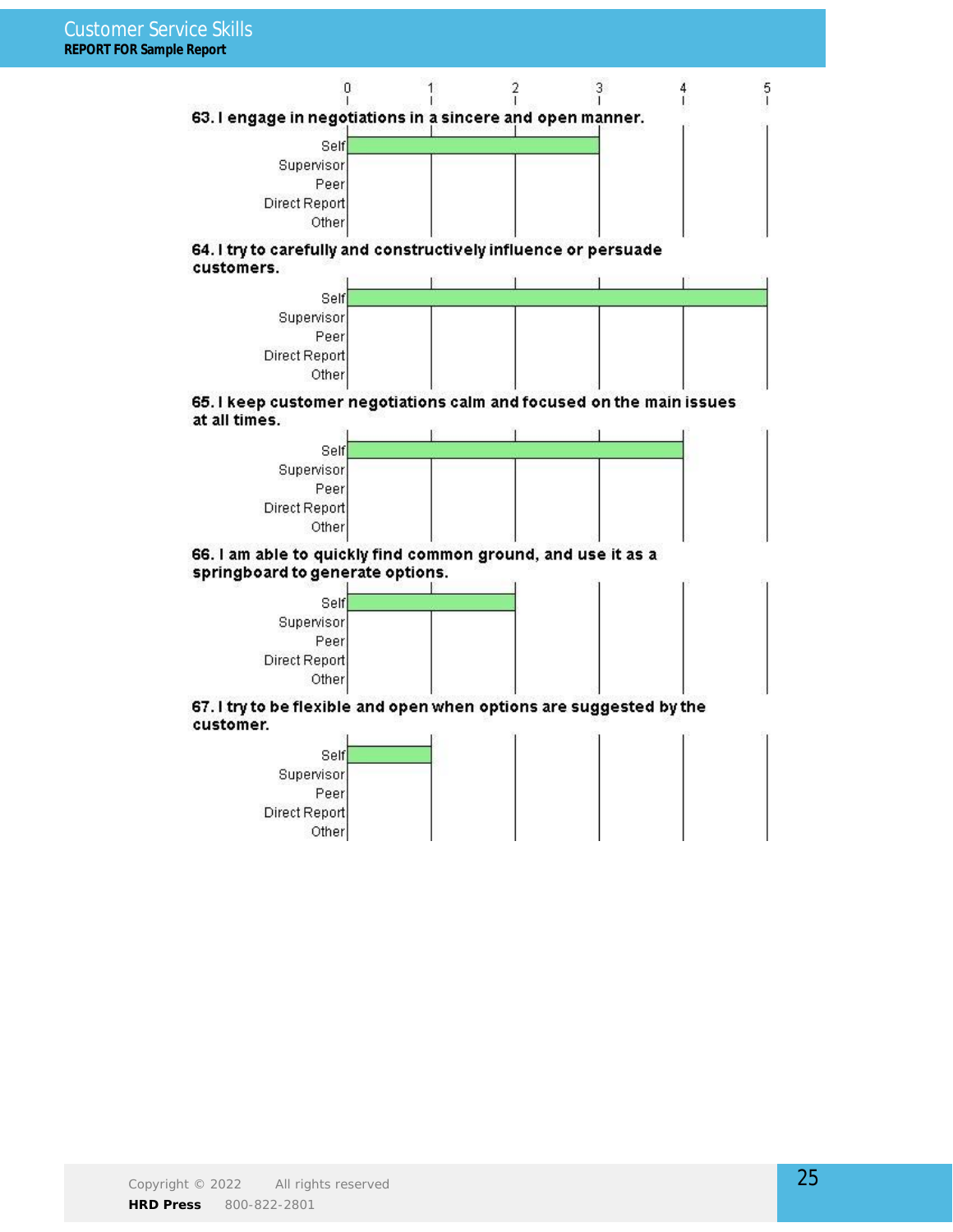63. I engage in negotiations in a sincere and open manner.

| | Score (0–5) |
|---|---|
| Self | 3 |
| Supervisor | |
| Peer | |
| Direct Report | |
| Other | |

64. I try to carefully and constructively influence or persuade customers.

| | Score (0–5) |
|---|---|
| Self | 5 |
| Supervisor | |
| Peer | |
| Direct Report | |
| Other | |

65. I keep customer negotiations calm and focused on the main issues at all times.

| | Score (0–5) |
|---|---|
| Self | 4 |
| Supervisor | |
| Peer | |
| Direct Report | |
| Other | |

66. I am able to quickly find common ground, and use it as a springboard to generate options.

| | Score (0–5) |
|---|---|
| Self | 2 |
| Supervisor | |
| Peer | |
| Direct Report | |
| Other | |

67. I try to be flexible and open when options are suggested by the customer.

| | Score (0–5) |
|---|---|
| Self | 1 |
| Supervisor | |
| Peer | |
| Direct Report | |
| Other | |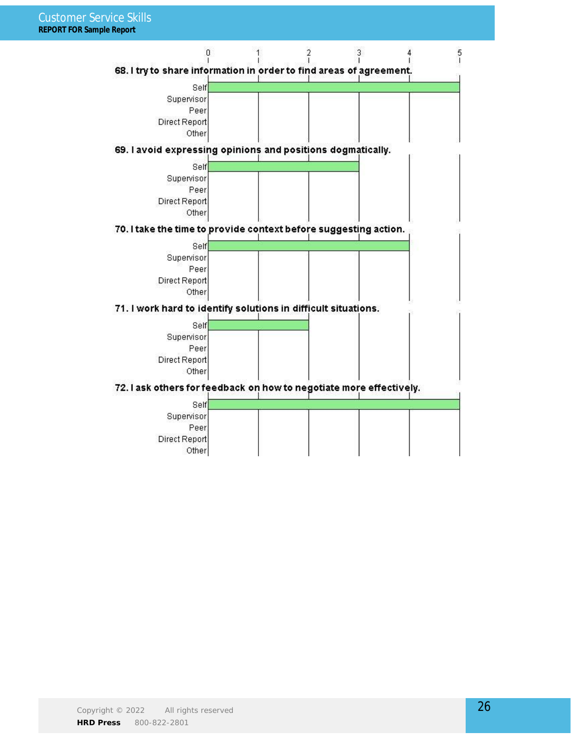| Item | Rater | Score (0–5) |
|---|---|---|
| **68. I try to share information in order to find areas of agreement.** | Self | 5 |
| | Supervisor | |
| | Peer | |
| | Direct Report | |
| | Other | |
| **69. I avoid expressing opinions and positions dogmatically.** | Self | 3 |
| | Supervisor | |
| | Peer | |
| | Direct Report | |
| | Other | |
| **70. I take the time to provide context before suggesting action.** | Self | 4 |
| | Supervisor | |
| | Peer | |
| | Direct Report | |
| | Other | |
| **71. I work hard to identify solutions in difficult situations.** | Self | 2 |
| | Supervisor | |
| | Peer | |
| | Direct Report | |
| | Other | |
| **72. I ask others for feedback on how to negotiate more effectively.** | Self | 5 |
| | Supervisor | |
| | Peer | |
| | Direct Report | |
| | Other | |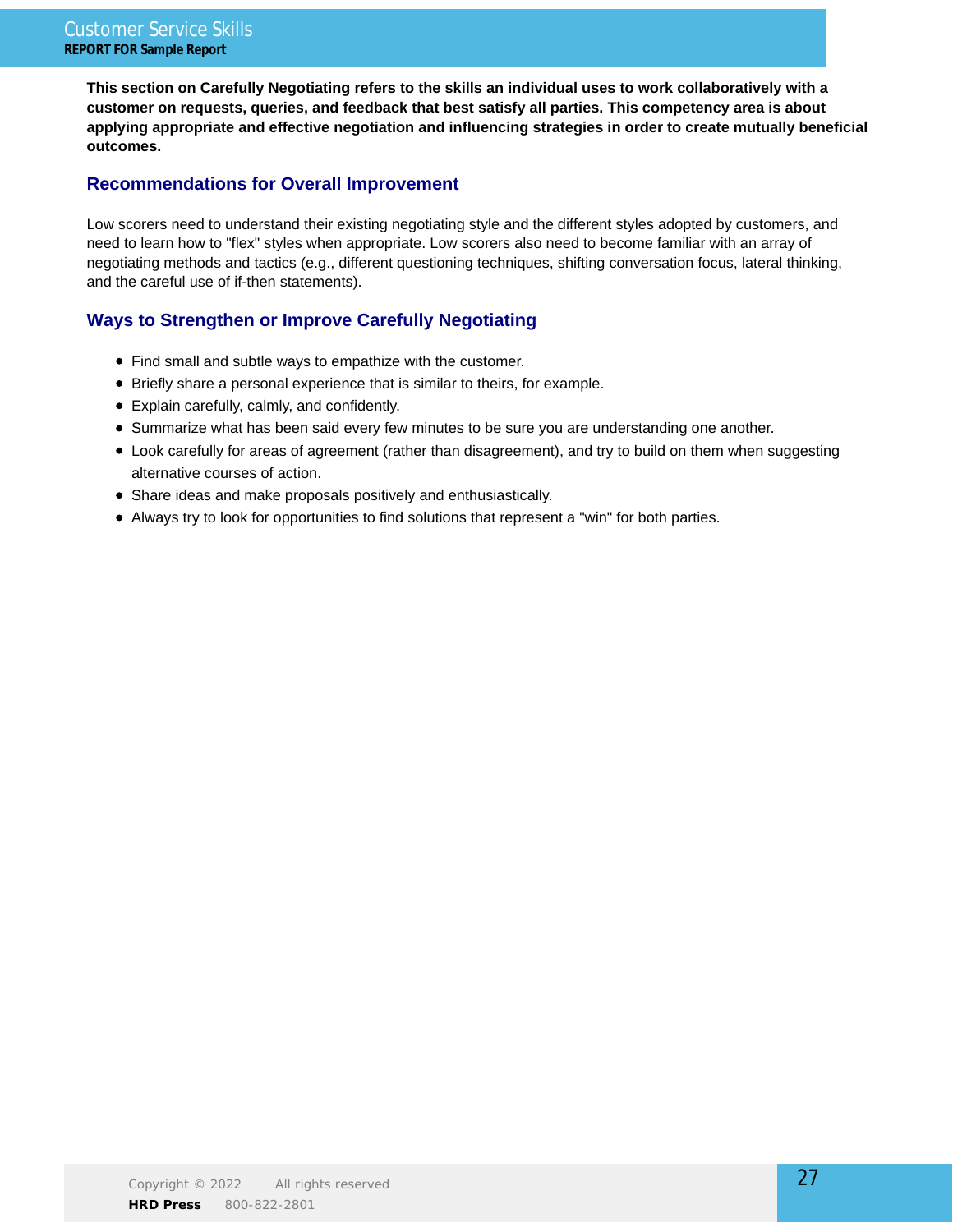**This section on Carefully Negotiating refers to the skills an individual uses to work collaboratively with a customer on requests, queries, and feedback that best satisfy all parties. This competency area is about applying appropriate and effective negotiation and influencing strategies in order to create mutually beneficial outcomes.**

## Recommendations for Overall Improvement

Low scorers need to understand their existing negotiating style and the different styles adopted by customers, and need to learn how to "flex" styles when appropriate. Low scorers also need to become familiar with an array of negotiating methods and tactics (e.g., different questioning techniques, shifting conversation focus, lateral thinking, and the careful use of if-then statements).

## Ways to Strengthen or Improve Carefully Negotiating

- Find small and subtle ways to empathize with the customer.
- Briefly share a personal experience that is similar to theirs, for example.
- Explain carefully, calmly, and confidently.
- Summarize what has been said every few minutes to be sure you are understanding one another.
- Look carefully for areas of agreement (rather than disagreement), and try to build on them when suggesting alternative courses of action.
- Share ideas and make proposals positively and enthusiastically.
- Always try to look for opportunities to find solutions that represent a "win" for both parties.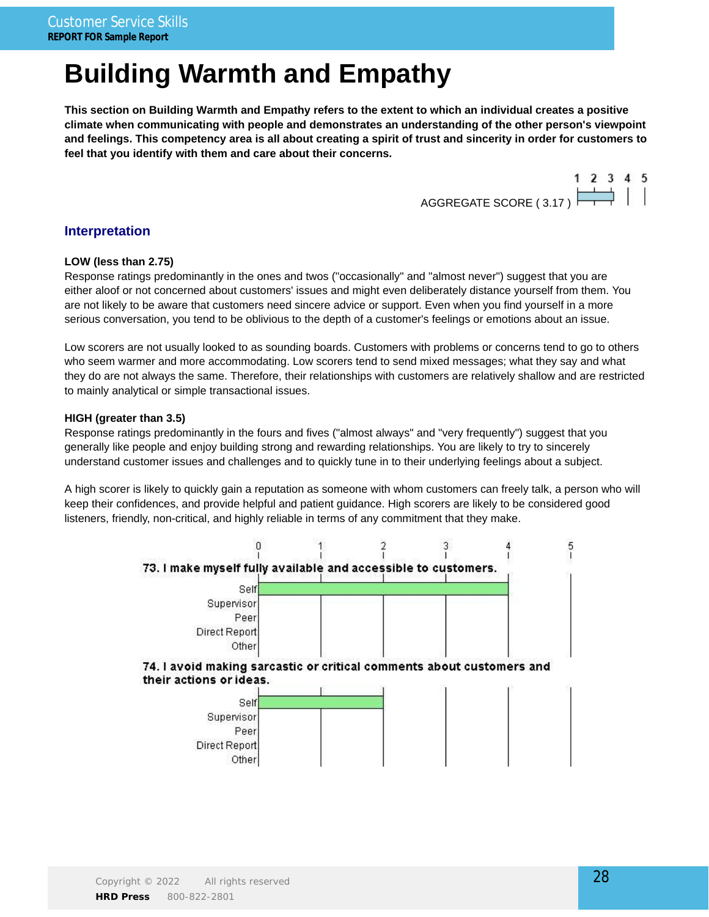# Building Warmth and Empathy

**This section on Building Warmth and Empathy refers to the extent to which an individual creates a positive climate when communicating with people and demonstrates an understanding of the other person's viewpoint and feelings. This competency area is all about creating a spirit of trust and sincerity in order for customers to feel that you identify with them and care about their concerns.**

AGGREGATE SCORE ( 3.17 )

## Interpretation

**LOW (less than 2.75)**
Response ratings predominantly in the ones and twos ("occasionally" and "almost never") suggest that you are either aloof or not concerned about customers' issues and might even deliberately distance yourself from them. You are not likely to be aware that customers need sincere advice or support. Even when you find yourself in a more serious conversation, you tend to be oblivious to the depth of a customer's feelings or emotions about an issue.

Low scorers are not usually looked to as sounding boards. Customers with problems or concerns tend to go to others who seem warmer and more accommodating. Low scorers tend to send mixed messages; what they say and what they do are not always the same. Therefore, their relationships with customers are relatively shallow and are restricted to mainly analytical or simple transactional issues.

**HIGH (greater than 3.5)**
Response ratings predominantly in the fours and fives ("almost always" and "very frequently") suggest that you generally like people and enjoy building strong and rewarding relationships. You are likely to try to sincerely understand customer issues and challenges and to quickly tune in to their underlying feelings about a subject.

A high scorer is likely to quickly gain a reputation as someone with whom customers can freely talk, a person who will keep their confidences, and provide helpful and patient guidance. High scorers are likely to be considered good listeners, friendly, non-critical, and highly reliable in terms of any commitment that they make.

**73. I make myself fully available and accessible to customers.**

| Rater | Score (0–5) |
|---|---|
| Self | 4 |
| Supervisor | |
| Peer | |
| Direct Report | |
| Other | |

**74. I avoid making sarcastic or critical comments about customers and their actions or ideas.**

| Rater | Score (0–5) |
|---|---|
| Self | 2 |
| Supervisor | |
| Peer | |
| Direct Report | |
| Other | |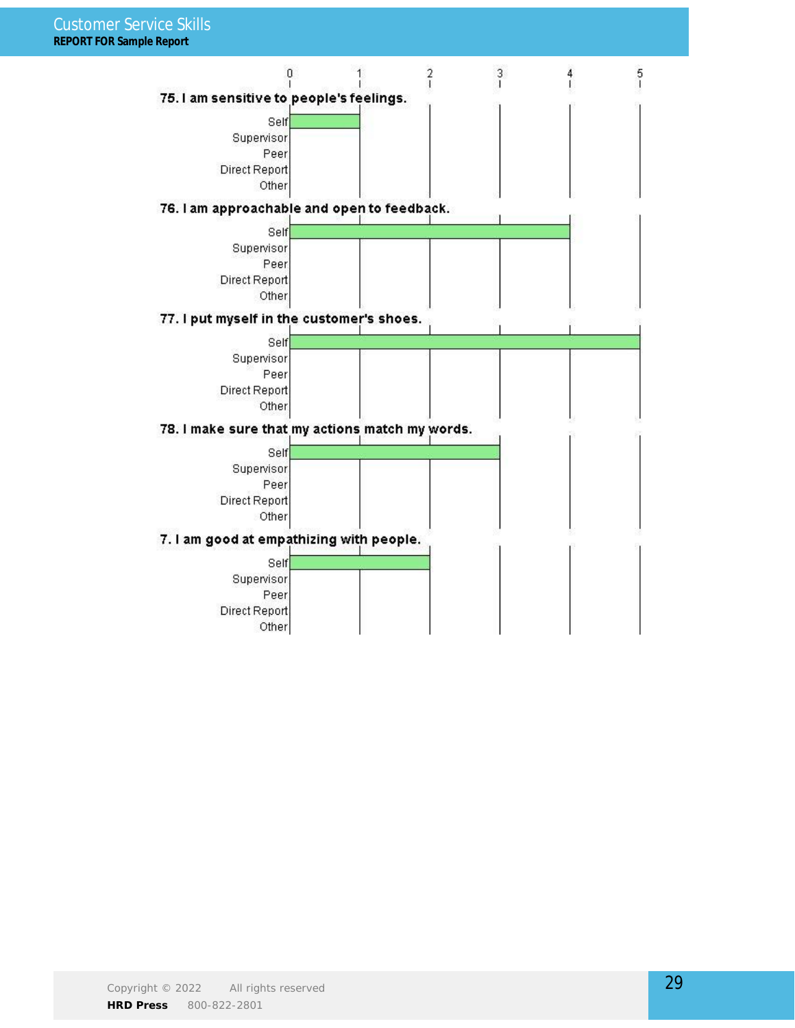| | 0 | 1 | 2 | 3 | 4 | 5 |
|---|---|---|---|---|---|---|

**75. I am sensitive to people's feelings.**

| Rater | Score |
|---|---|
| Self | 1 |
| Supervisor | |
| Peer | |
| Direct Report | |
| Other | |

**76. I am approachable and open to feedback.**

| Rater | Score |
|---|---|
| Self | 4 |
| Supervisor | |
| Peer | |
| Direct Report | |
| Other | |

**77. I put myself in the customer's shoes.**

| Rater | Score |
|---|---|
| Self | 5 |
| Supervisor | |
| Peer | |
| Direct Report | |
| Other | |

**78. I make sure that my actions match my words.**

| Rater | Score |
|---|---|
| Self | 3 |
| Supervisor | |
| Peer | |
| Direct Report | |
| Other | |

**7. I am good at empathizing with people.**

| Rater | Score |
|---|---|
| Self | 2 |
| Supervisor | |
| Peer | |
| Direct Report | |
| Other | |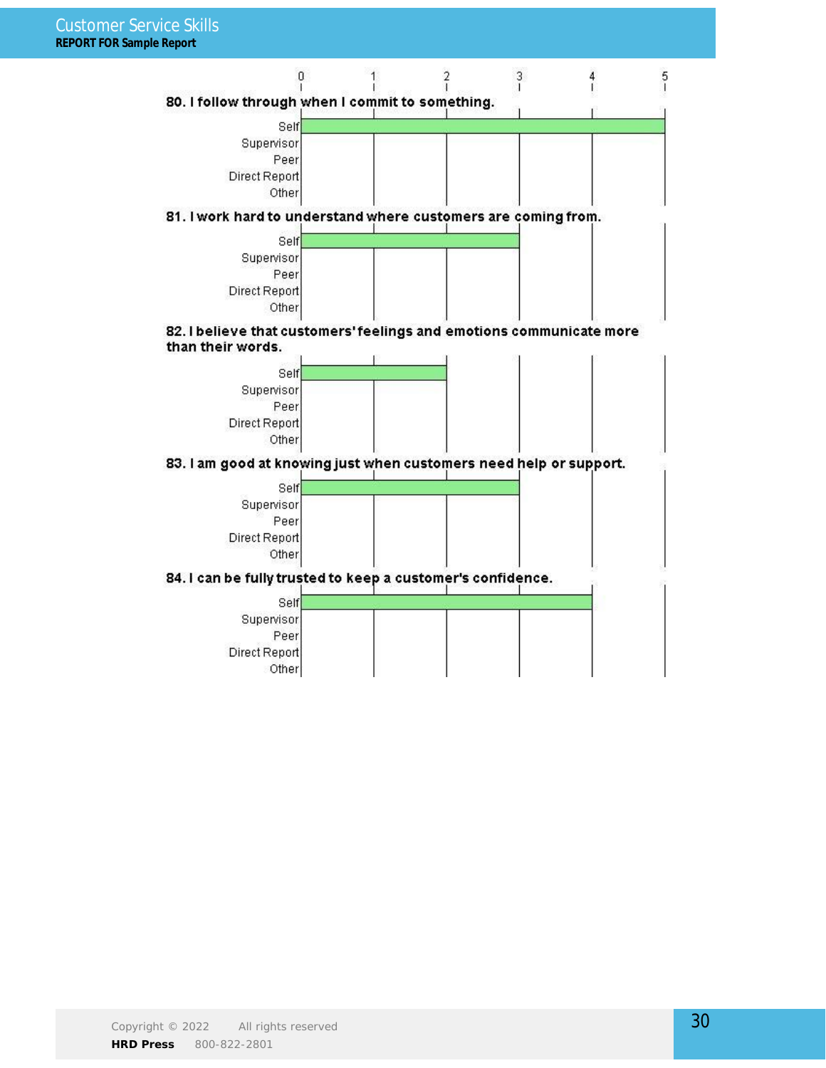80. I follow through when I commit to something.

| | Score |
|---|---|
| Self | 5 |
| Supervisor | |
| Peer | |
| Direct Report | |
| Other | |

81. I work hard to understand where customers are coming from.

| | Score |
|---|---|
| Self | 3 |
| Supervisor | |
| Peer | |
| Direct Report | |
| Other | |

82. I believe that customers' feelings and emotions communicate more than their words.

| | Score |
|---|---|
| Self | 2 |
| Supervisor | |
| Peer | |
| Direct Report | |
| Other | |

83. I am good at knowing just when customers need help or support.

| | Score |
|---|---|
| Self | 3 |
| Supervisor | |
| Peer | |
| Direct Report | |
| Other | |

84. I can be fully trusted to keep a customer's confidence.

| | Score |
|---|---|
| Self | 4 |
| Supervisor | |
| Peer | |
| Direct Report | |
| Other | |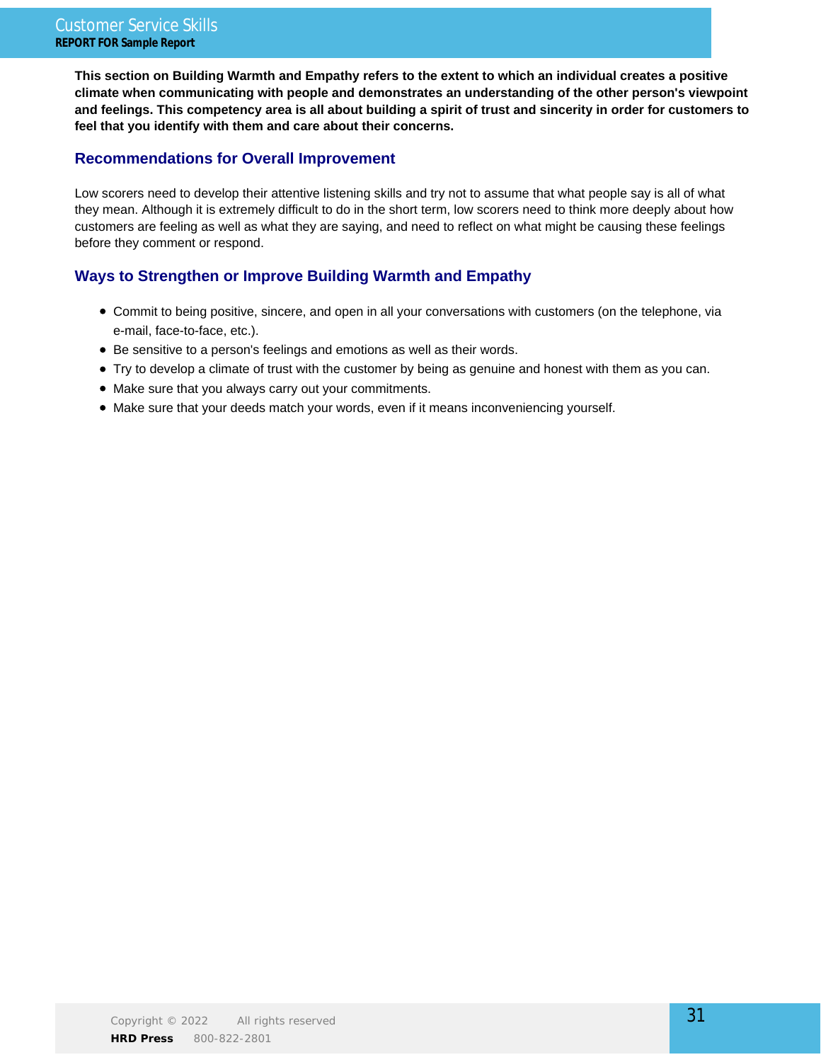**This section on Building Warmth and Empathy refers to the extent to which an individual creates a positive climate when communicating with people and demonstrates an understanding of the other person's viewpoint and feelings. This competency area is all about building a spirit of trust and sincerity in order for customers to feel that you identify with them and care about their concerns.**

## Recommendations for Overall Improvement

Low scorers need to develop their attentive listening skills and try not to assume that what people say is all of what they mean. Although it is extremely difficult to do in the short term, low scorers need to think more deeply about how customers are feeling as well as what they are saying, and need to reflect on what might be causing these feelings before they comment or respond.

## Ways to Strengthen or Improve Building Warmth and Empathy

- Commit to being positive, sincere, and open in all your conversations with customers (on the telephone, via e-mail, face-to-face, etc.).
- Be sensitive to a person's feelings and emotions as well as their words.
- Try to develop a climate of trust with the customer by being as genuine and honest with them as you can.
- Make sure that you always carry out your commitments.
- Make sure that your deeds match your words, even if it means inconveniencing yourself.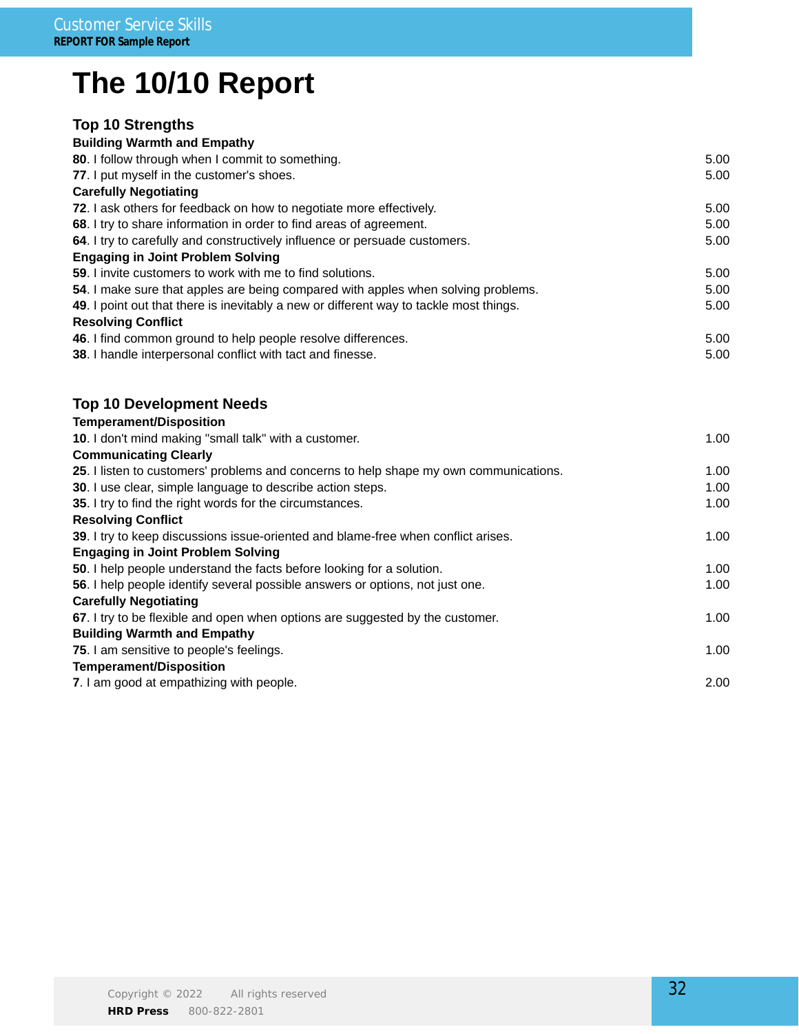# The 10/10 Report

## Top 10 Strengths

**Building Warmth and Empathy**

| | |
|---|---|
| **80**. I follow through when I commit to something. | 5.00 |
| **77**. I put myself in the customer's shoes. | 5.00 |

**Carefully Negotiating**

| | |
|---|---|
| **72**. I ask others for feedback on how to negotiate more effectively. | 5.00 |
| **68**. I try to share information in order to find areas of agreement. | 5.00 |
| **64**. I try to carefully and constructively influence or persuade customers. | 5.00 |

**Engaging in Joint Problem Solving**

| | |
|---|---|
| **59**. I invite customers to work with me to find solutions. | 5.00 |
| **54**. I make sure that apples are being compared with apples when solving problems. | 5.00 |
| **49**. I point out that there is inevitably a new or different way to tackle most things. | 5.00 |

**Resolving Conflict**

| | |
|---|---|
| **46**. I find common ground to help people resolve differences. | 5.00 |
| **38**. I handle interpersonal conflict with tact and finesse. | 5.00 |

## Top 10 Development Needs

**Temperament/Disposition**

| | |
|---|---|
| **10**. I don't mind making "small talk" with a customer. | 1.00 |

**Communicating Clearly**

| | |
|---|---|
| **25**. I listen to customers' problems and concerns to help shape my own communications. | 1.00 |
| **30**. I use clear, simple language to describe action steps. | 1.00 |
| **35**. I try to find the right words for the circumstances. | 1.00 |

**Resolving Conflict**

| | |
|---|---|
| **39**. I try to keep discussions issue-oriented and blame-free when conflict arises. | 1.00 |

**Engaging in Joint Problem Solving**

| | |
|---|---|
| **50**. I help people understand the facts before looking for a solution. | 1.00 |
| **56**. I help people identify several possible answers or options, not just one. | 1.00 |

**Carefully Negotiating**

| | |
|---|---|
| **67**. I try to be flexible and open when options are suggested by the customer. | 1.00 |

**Building Warmth and Empathy**

| | |
|---|---|
| **75**. I am sensitive to people's feelings. | 1.00 |

**Temperament/Disposition**

| | |
|---|---|
| **7**. I am good at empathizing with people. | 2.00 |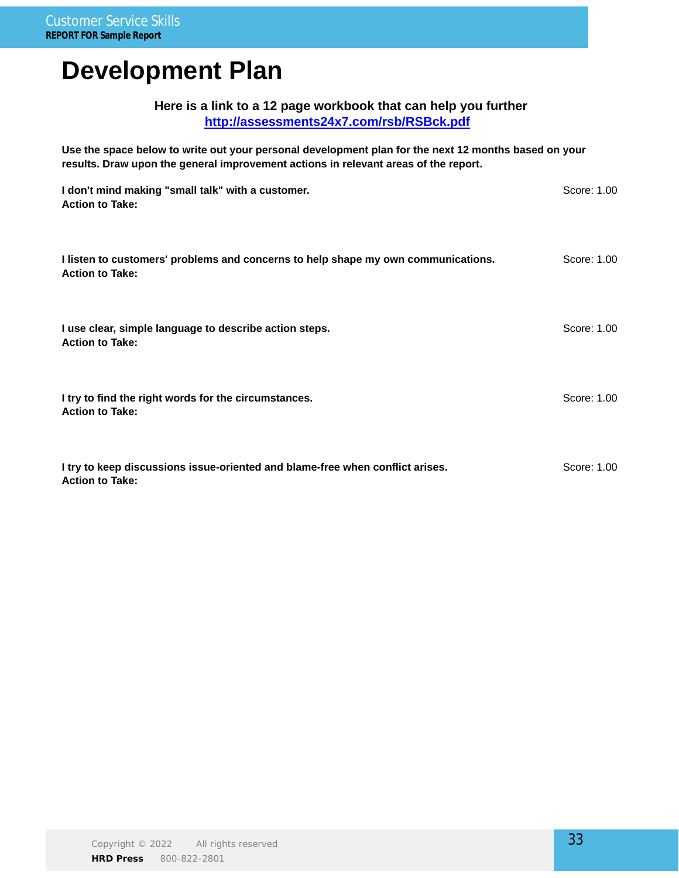# Development Plan

**Here is a link to a 12 page workbook that can help you further**
**[http://assessments24x7.com/rsb/RSBck.pdf](http://assessments24x7.com/rsb/RSBck.pdf)**

**Use the space below to write out your personal development plan for the next 12 months based on your results. Draw upon the general improvement actions in relevant areas of the report.**

**I don't mind making "small talk" with a customer.** Score: 1.00
**Action to Take:**

**I listen to customers' problems and concerns to help shape my own communications.** Score: 1.00
**Action to Take:**

**I use clear, simple language to describe action steps.** Score: 1.00
**Action to Take:**

**I try to find the right words for the circumstances.** Score: 1.00
**Action to Take:**

**I try to keep discussions issue-oriented and blame-free when conflict arises.** Score: 1.00
**Action to Take:**